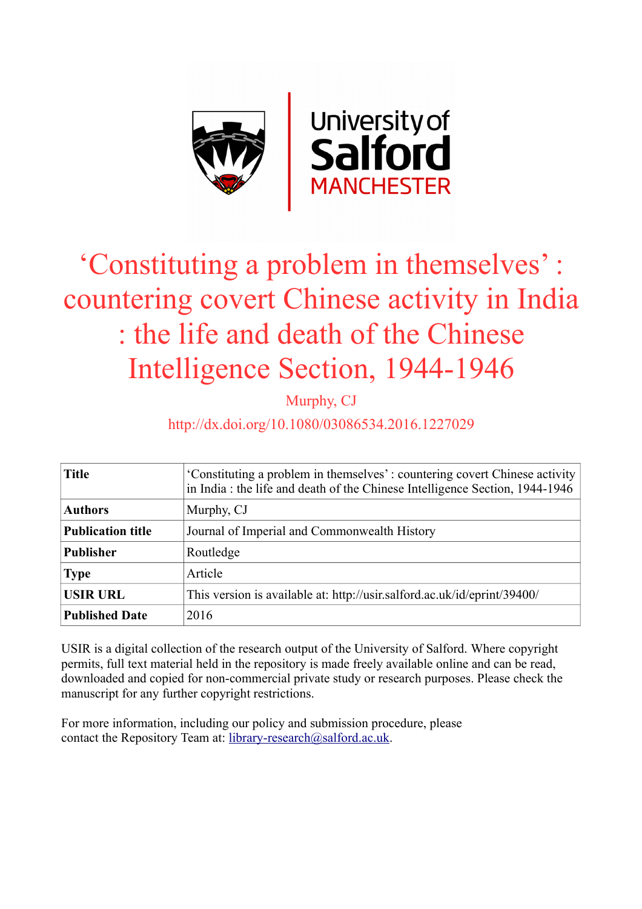# 'Constituting a problem in themselves' : countering covert Chinese activity in India : the life and death of the Chinese Intelligence Section, 1944-1946

Murphy, CJ

http://dx.doi.org/10.1080/03086534.2016.1227029

| **Title** | 'Constituting a problem in themselves' : countering covert Chinese activity in India : the life and death of the Chinese Intelligence Section, 1944-1946 |
|---|---|
| **Authors** | Murphy, CJ |
| **Publication title** | Journal of Imperial and Commonwealth History |
| **Publisher** | Routledge |
| **Type** | Article |
| **USIR URL** | This version is available at: http://usir.salford.ac.uk/id/eprint/39400/ |
| **Published Date** | 2016 |

USIR is a digital collection of the research output of the University of Salford. Where copyright permits, full text material held in the repository is made freely available online and can be read, downloaded and copied for non-commercial private study or research purposes. Please check the manuscript for any further copyright restrictions.

For more information, including our policy and submission procedure, please contact the Repository Team at: library-research@salford.ac.uk.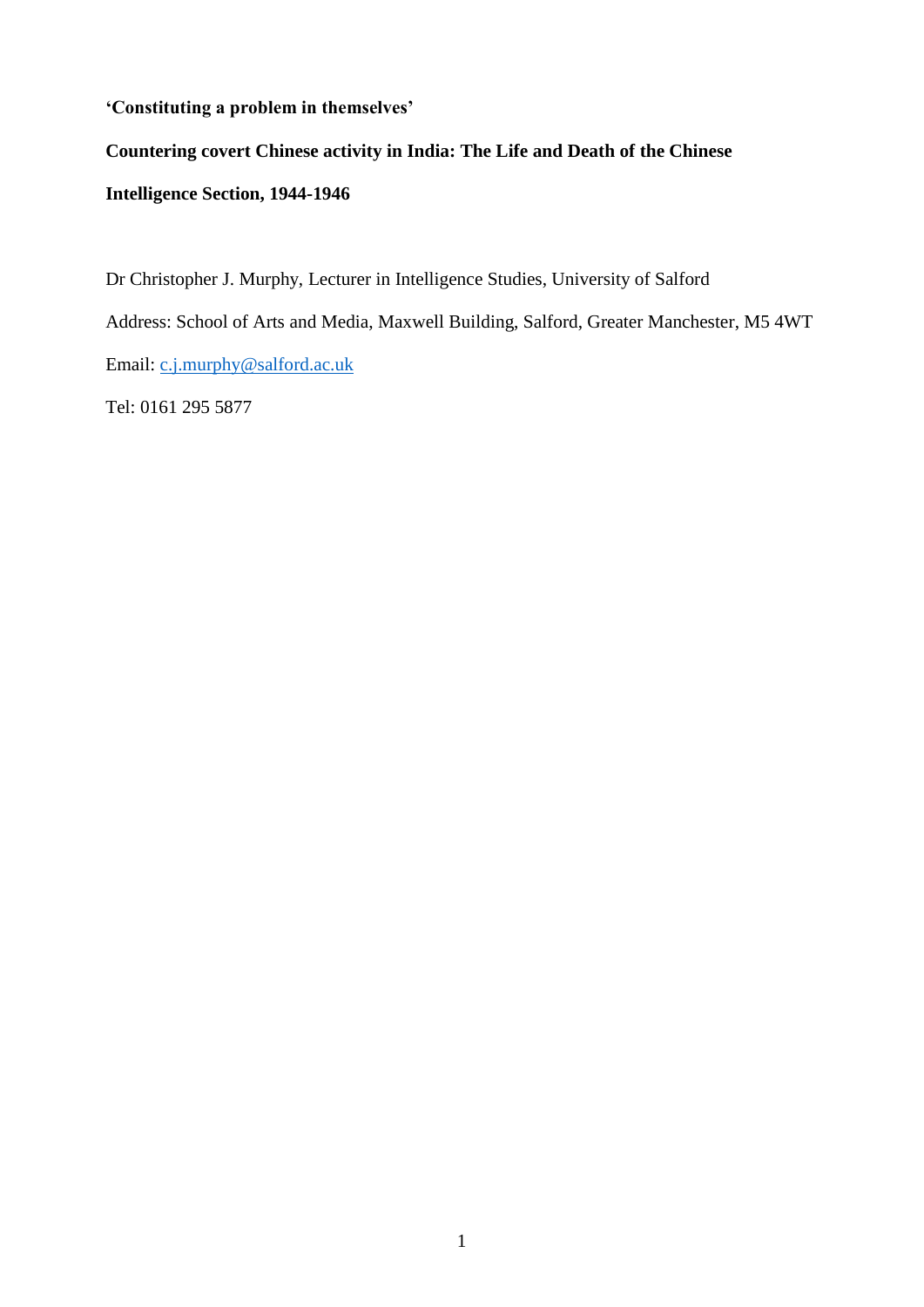**'Constituting a problem in themselves'**

**Countering covert Chinese activity in India: The Life and Death of the Chinese Intelligence Section, 1944-1946**

Dr Christopher J. Murphy, Lecturer in Intelligence Studies, University of Salford

Address: School of Arts and Media, Maxwell Building, Salford, Greater Manchester, M5 4WT

Email: c.j.murphy@salford.ac.uk

Tel: 0161 295 5877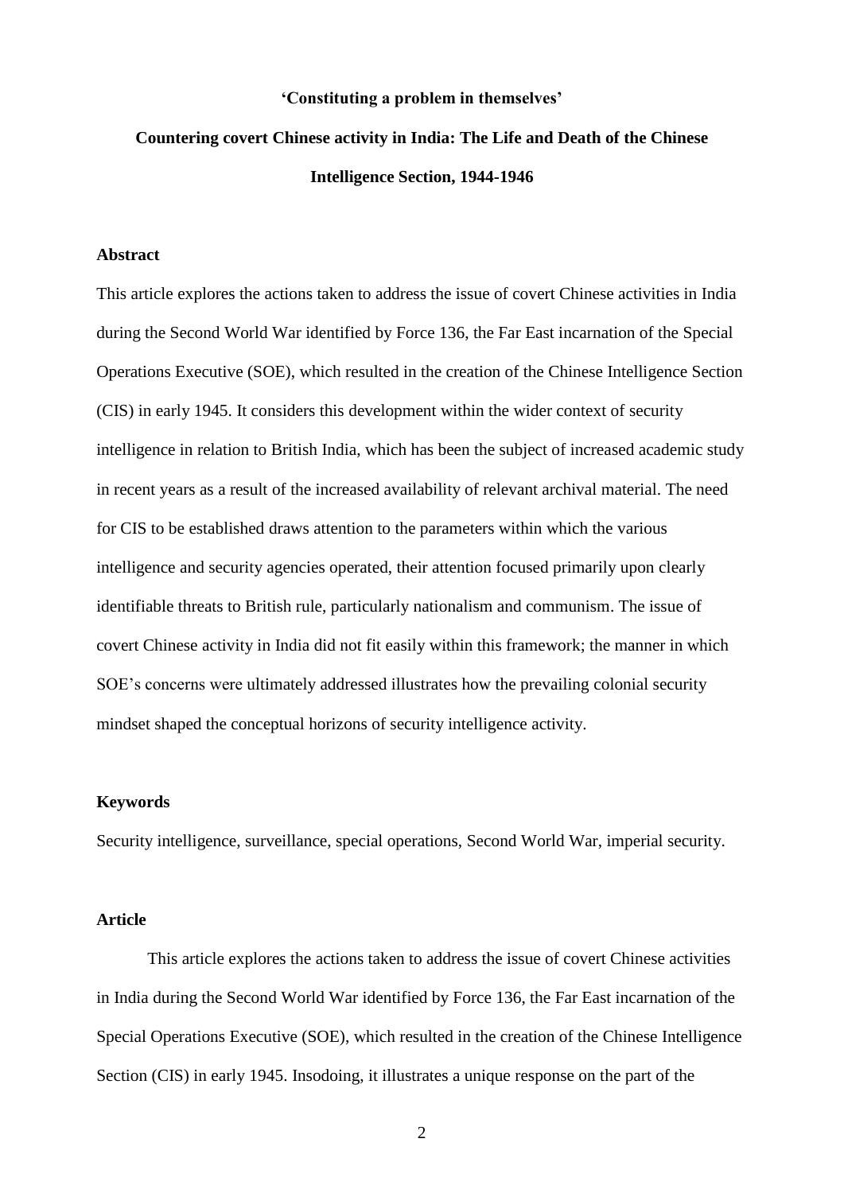**'Constituting a problem in themselves'**

**Countering covert Chinese activity in India: The Life and Death of the Chinese Intelligence Section, 1944-1946**

### Abstract

This article explores the actions taken to address the issue of covert Chinese activities in India during the Second World War identified by Force 136, the Far East incarnation of the Special Operations Executive (SOE), which resulted in the creation of the Chinese Intelligence Section (CIS) in early 1945. It considers this development within the wider context of security intelligence in relation to British India, which has been the subject of increased academic study in recent years as a result of the increased availability of relevant archival material. The need for CIS to be established draws attention to the parameters within which the various intelligence and security agencies operated, their attention focused primarily upon clearly identifiable threats to British rule, particularly nationalism and communism. The issue of covert Chinese activity in India did not fit easily within this framework; the manner in which SOE's concerns were ultimately addressed illustrates how the prevailing colonial security mindset shaped the conceptual horizons of security intelligence activity.

### Keywords

Security intelligence, surveillance, special operations, Second World War, imperial security.

### Article

This article explores the actions taken to address the issue of covert Chinese activities in India during the Second World War identified by Force 136, the Far East incarnation of the Special Operations Executive (SOE), which resulted in the creation of the Chinese Intelligence Section (CIS) in early 1945. Insodoing, it illustrates a unique response on the part of the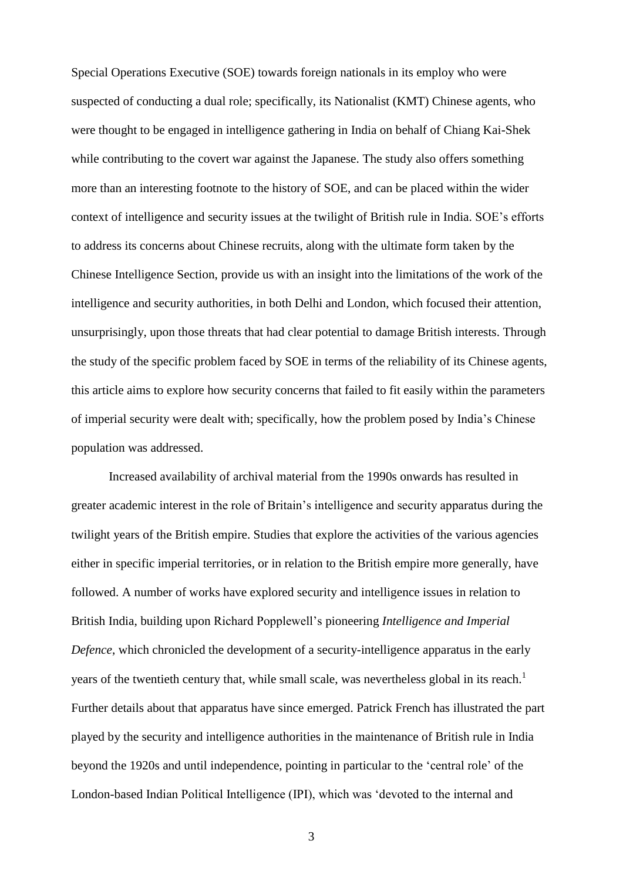Special Operations Executive (SOE) towards foreign nationals in its employ who were suspected of conducting a dual role; specifically, its Nationalist (KMT) Chinese agents, who were thought to be engaged in intelligence gathering in India on behalf of Chiang Kai-Shek while contributing to the covert war against the Japanese. The study also offers something more than an interesting footnote to the history of SOE, and can be placed within the wider context of intelligence and security issues at the twilight of British rule in India. SOE's efforts to address its concerns about Chinese recruits, along with the ultimate form taken by the Chinese Intelligence Section, provide us with an insight into the limitations of the work of the intelligence and security authorities, in both Delhi and London, which focused their attention, unsurprisingly, upon those threats that had clear potential to damage British interests. Through the study of the specific problem faced by SOE in terms of the reliability of its Chinese agents, this article aims to explore how security concerns that failed to fit easily within the parameters of imperial security were dealt with; specifically, how the problem posed by India's Chinese population was addressed.

Increased availability of archival material from the 1990s onwards has resulted in greater academic interest in the role of Britain's intelligence and security apparatus during the twilight years of the British empire. Studies that explore the activities of the various agencies either in specific imperial territories, or in relation to the British empire more generally, have followed. A number of works have explored security and intelligence issues in relation to British India, building upon Richard Popplewell's pioneering *Intelligence and Imperial Defence*, which chronicled the development of a security-intelligence apparatus in the early years of the twentieth century that, while small scale, was nevertheless global in its reach.[1] Further details about that apparatus have since emerged. Patrick French has illustrated the part played by the security and intelligence authorities in the maintenance of British rule in India beyond the 1920s and until independence, pointing in particular to the 'central role' of the London-based Indian Political Intelligence (IPI), which was 'devoted to the internal and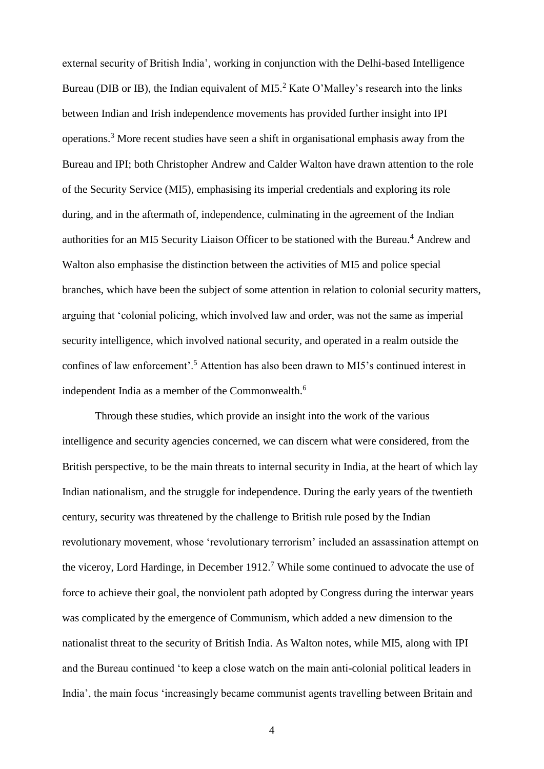external security of British India', working in conjunction with the Delhi-based Intelligence Bureau (DIB or IB), the Indian equivalent of MI5.[2] Kate O'Malley's research into the links between Indian and Irish independence movements has provided further insight into IPI operations.[3] More recent studies have seen a shift in organisational emphasis away from the Bureau and IPI; both Christopher Andrew and Calder Walton have drawn attention to the role of the Security Service (MI5), emphasising its imperial credentials and exploring its role during, and in the aftermath of, independence, culminating in the agreement of the Indian authorities for an MI5 Security Liaison Officer to be stationed with the Bureau.[4] Andrew and Walton also emphasise the distinction between the activities of MI5 and police special branches, which have been the subject of some attention in relation to colonial security matters, arguing that 'colonial policing, which involved law and order, was not the same as imperial security intelligence, which involved national security, and operated in a realm outside the confines of law enforcement'.[5] Attention has also been drawn to MI5's continued interest in independent India as a member of the Commonwealth.[6]

Through these studies, which provide an insight into the work of the various intelligence and security agencies concerned, we can discern what were considered, from the British perspective, to be the main threats to internal security in India, at the heart of which lay Indian nationalism, and the struggle for independence. During the early years of the twentieth century, security was threatened by the challenge to British rule posed by the Indian revolutionary movement, whose 'revolutionary terrorism' included an assassination attempt on the viceroy, Lord Hardinge, in December 1912.[7] While some continued to advocate the use of force to achieve their goal, the nonviolent path adopted by Congress during the interwar years was complicated by the emergence of Communism, which added a new dimension to the nationalist threat to the security of British India. As Walton notes, while MI5, along with IPI and the Bureau continued 'to keep a close watch on the main anti-colonial political leaders in India', the main focus 'increasingly became communist agents travelling between Britain and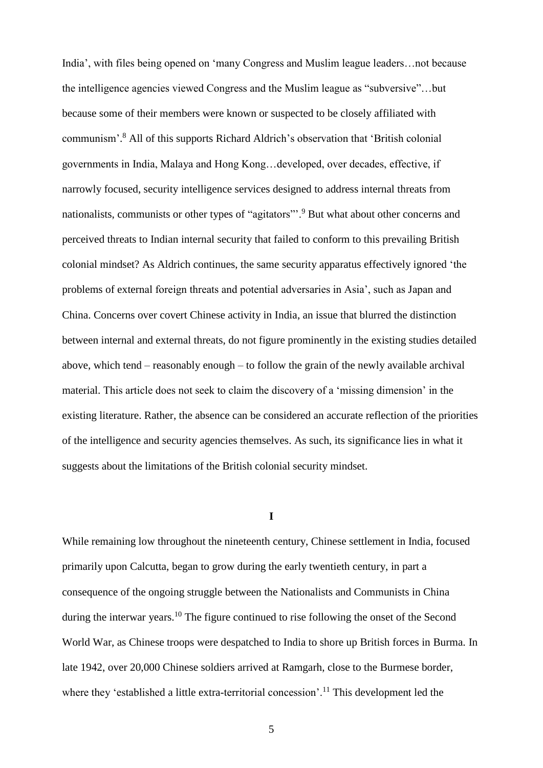India', with files being opened on 'many Congress and Muslim league leaders…not because the intelligence agencies viewed Congress and the Muslim league as "subversive"…but because some of their members were known or suspected to be closely affiliated with communism'.[8] All of this supports Richard Aldrich's observation that 'British colonial governments in India, Malaya and Hong Kong…developed, over decades, effective, if narrowly focused, security intelligence services designed to address internal threats from nationalists, communists or other types of "agitators"'.[9] But what about other concerns and perceived threats to Indian internal security that failed to conform to this prevailing British colonial mindset? As Aldrich continues, the same security apparatus effectively ignored 'the problems of external foreign threats and potential adversaries in Asia', such as Japan and China. Concerns over covert Chinese activity in India, an issue that blurred the distinction between internal and external threats, do not figure prominently in the existing studies detailed above, which tend – reasonably enough – to follow the grain of the newly available archival material. This article does not seek to claim the discovery of a 'missing dimension' in the existing literature. Rather, the absence can be considered an accurate reflection of the priorities of the intelligence and security agencies themselves. As such, its significance lies in what it suggests about the limitations of the British colonial security mindset.

## I

While remaining low throughout the nineteenth century, Chinese settlement in India, focused primarily upon Calcutta, began to grow during the early twentieth century, in part a consequence of the ongoing struggle between the Nationalists and Communists in China during the interwar years.[10] The figure continued to rise following the onset of the Second World War, as Chinese troops were despatched to India to shore up British forces in Burma. In late 1942, over 20,000 Chinese soldiers arrived at Ramgarh, close to the Burmese border, where they 'established a little extra-territorial concession'.[11] This development led the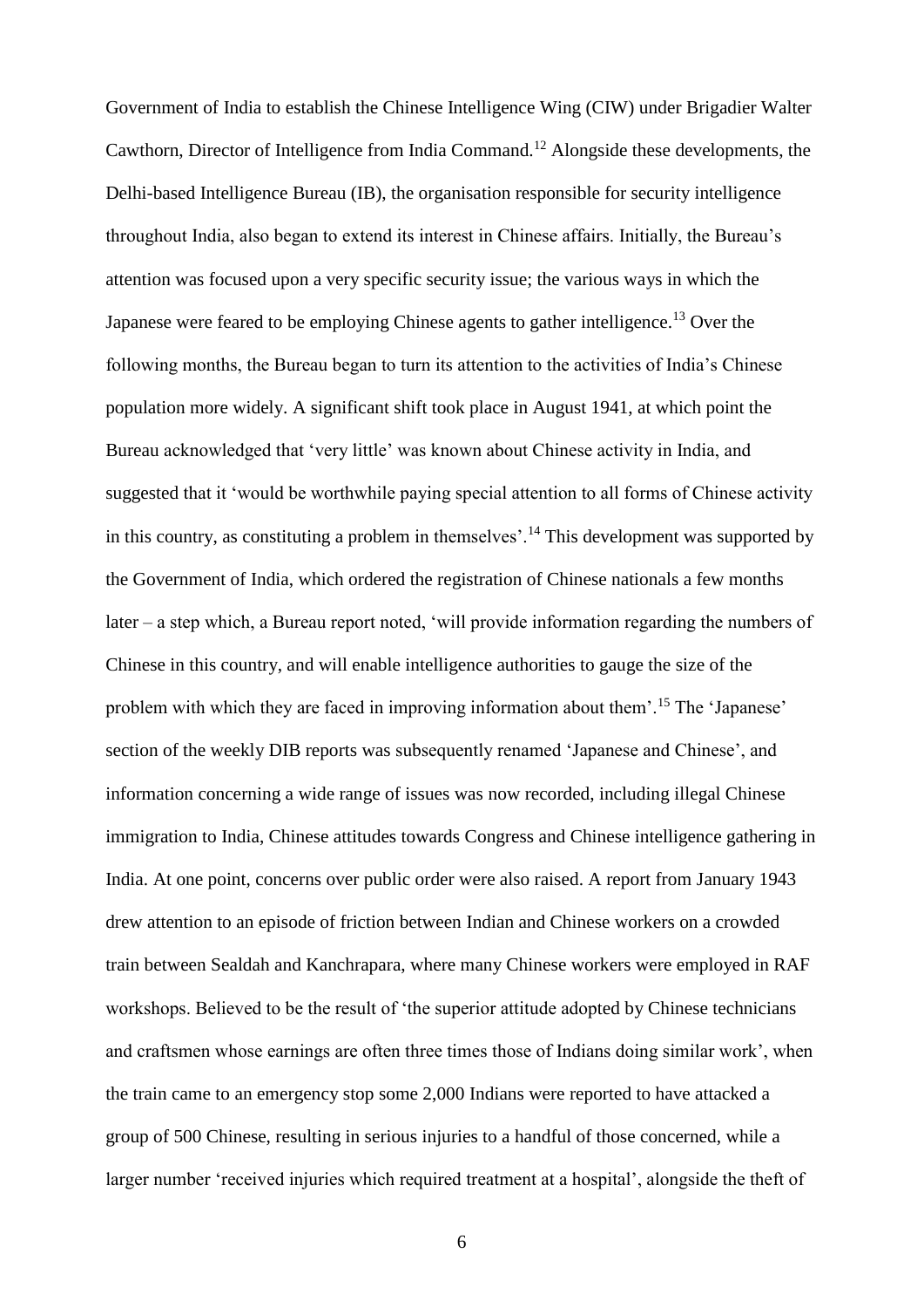Government of India to establish the Chinese Intelligence Wing (CIW) under Brigadier Walter Cawthorn, Director of Intelligence from India Command.[12] Alongside these developments, the Delhi-based Intelligence Bureau (IB), the organisation responsible for security intelligence throughout India, also began to extend its interest in Chinese affairs. Initially, the Bureau's attention was focused upon a very specific security issue; the various ways in which the Japanese were feared to be employing Chinese agents to gather intelligence.[13] Over the following months, the Bureau began to turn its attention to the activities of India's Chinese population more widely. A significant shift took place in August 1941, at which point the Bureau acknowledged that 'very little' was known about Chinese activity in India, and suggested that it 'would be worthwhile paying special attention to all forms of Chinese activity in this country, as constituting a problem in themselves'.[14] This development was supported by the Government of India, which ordered the registration of Chinese nationals a few months later – a step which, a Bureau report noted, 'will provide information regarding the numbers of Chinese in this country, and will enable intelligence authorities to gauge the size of the problem with which they are faced in improving information about them'.[15] The 'Japanese' section of the weekly DIB reports was subsequently renamed 'Japanese and Chinese', and information concerning a wide range of issues was now recorded, including illegal Chinese immigration to India, Chinese attitudes towards Congress and Chinese intelligence gathering in India. At one point, concerns over public order were also raised. A report from January 1943 drew attention to an episode of friction between Indian and Chinese workers on a crowded train between Sealdah and Kanchrapara, where many Chinese workers were employed in RAF workshops. Believed to be the result of 'the superior attitude adopted by Chinese technicians and craftsmen whose earnings are often three times those of Indians doing similar work', when the train came to an emergency stop some 2,000 Indians were reported to have attacked a group of 500 Chinese, resulting in serious injuries to a handful of those concerned, while a larger number 'received injuries which required treatment at a hospital', alongside the theft of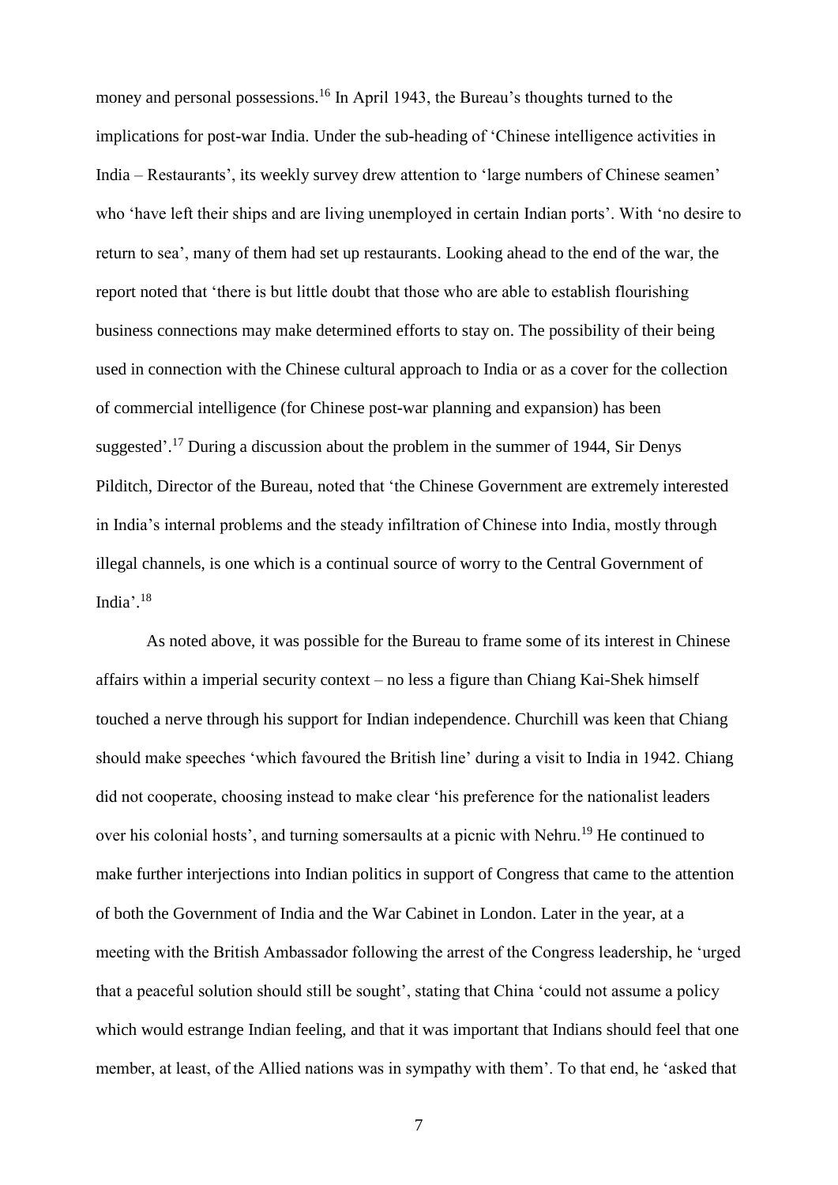money and personal possessions.[16] In April 1943, the Bureau's thoughts turned to the implications for post-war India. Under the sub-heading of 'Chinese intelligence activities in India – Restaurants', its weekly survey drew attention to 'large numbers of Chinese seamen' who 'have left their ships and are living unemployed in certain Indian ports'. With 'no desire to return to sea', many of them had set up restaurants. Looking ahead to the end of the war, the report noted that 'there is but little doubt that those who are able to establish flourishing business connections may make determined efforts to stay on. The possibility of their being used in connection with the Chinese cultural approach to India or as a cover for the collection of commercial intelligence (for Chinese post-war planning and expansion) has been suggested'.[17] During a discussion about the problem in the summer of 1944, Sir Denys Pilditch, Director of the Bureau, noted that 'the Chinese Government are extremely interested in India's internal problems and the steady infiltration of Chinese into India, mostly through illegal channels, is one which is a continual source of worry to the Central Government of India'.[18]

As noted above, it was possible for the Bureau to frame some of its interest in Chinese affairs within a imperial security context – no less a figure than Chiang Kai-Shek himself touched a nerve through his support for Indian independence. Churchill was keen that Chiang should make speeches 'which favoured the British line' during a visit to India in 1942. Chiang did not cooperate, choosing instead to make clear 'his preference for the nationalist leaders over his colonial hosts', and turning somersaults at a picnic with Nehru.[19] He continued to make further interjections into Indian politics in support of Congress that came to the attention of both the Government of India and the War Cabinet in London. Later in the year, at a meeting with the British Ambassador following the arrest of the Congress leadership, he 'urged that a peaceful solution should still be sought', stating that China 'could not assume a policy which would estrange Indian feeling, and that it was important that Indians should feel that one member, at least, of the Allied nations was in sympathy with them'. To that end, he 'asked that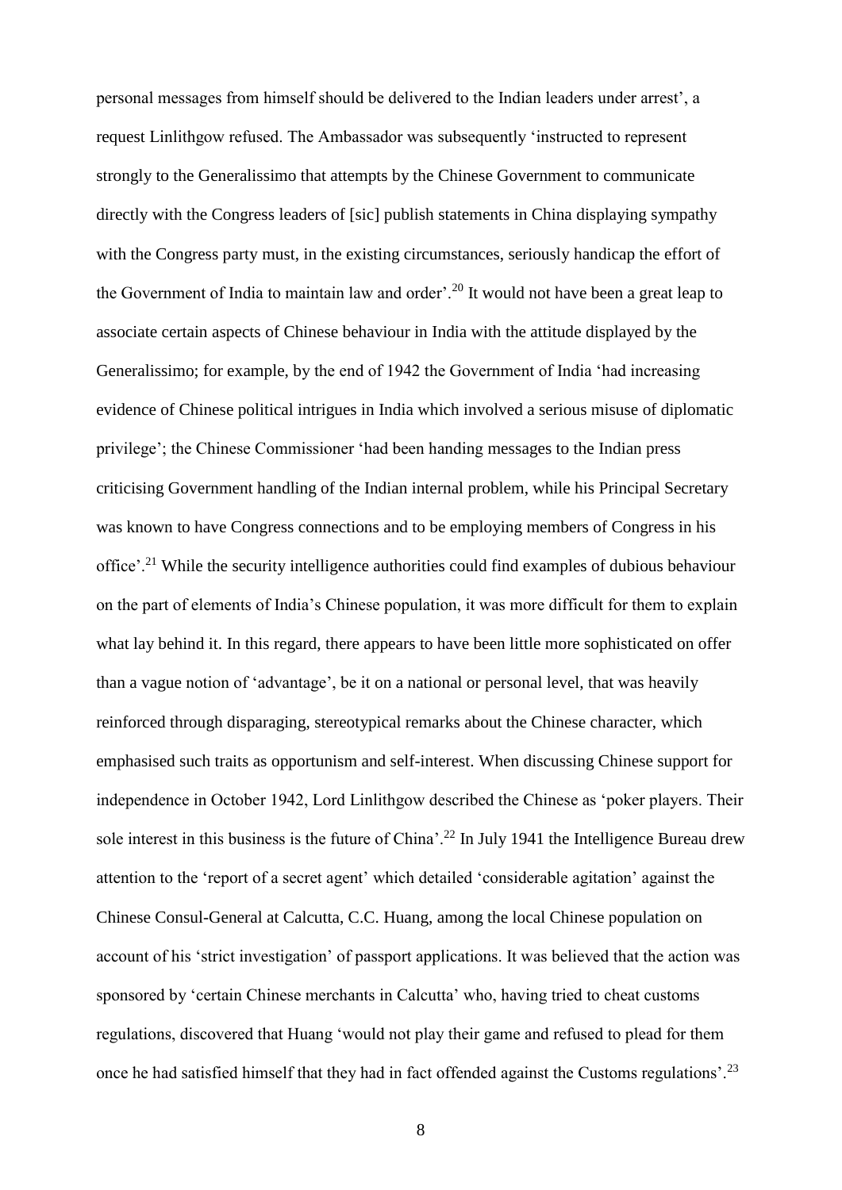personal messages from himself should be delivered to the Indian leaders under arrest', a request Linlithgow refused. The Ambassador was subsequently 'instructed to represent strongly to the Generalissimo that attempts by the Chinese Government to communicate directly with the Congress leaders of [sic] publish statements in China displaying sympathy with the Congress party must, in the existing circumstances, seriously handicap the effort of the Government of India to maintain law and order'.[20] It would not have been a great leap to associate certain aspects of Chinese behaviour in India with the attitude displayed by the Generalissimo; for example, by the end of 1942 the Government of India 'had increasing evidence of Chinese political intrigues in India which involved a serious misuse of diplomatic privilege'; the Chinese Commissioner 'had been handing messages to the Indian press criticising Government handling of the Indian internal problem, while his Principal Secretary was known to have Congress connections and to be employing members of Congress in his office'.[21] While the security intelligence authorities could find examples of dubious behaviour on the part of elements of India's Chinese population, it was more difficult for them to explain what lay behind it. In this regard, there appears to have been little more sophisticated on offer than a vague notion of 'advantage', be it on a national or personal level, that was heavily reinforced through disparaging, stereotypical remarks about the Chinese character, which emphasised such traits as opportunism and self-interest. When discussing Chinese support for independence in October 1942, Lord Linlithgow described the Chinese as 'poker players. Their sole interest in this business is the future of China'.[22] In July 1941 the Intelligence Bureau drew attention to the 'report of a secret agent' which detailed 'considerable agitation' against the Chinese Consul-General at Calcutta, C.C. Huang, among the local Chinese population on account of his 'strict investigation' of passport applications. It was believed that the action was sponsored by 'certain Chinese merchants in Calcutta' who, having tried to cheat customs regulations, discovered that Huang 'would not play their game and refused to plead for them once he had satisfied himself that they had in fact offended against the Customs regulations'.[23]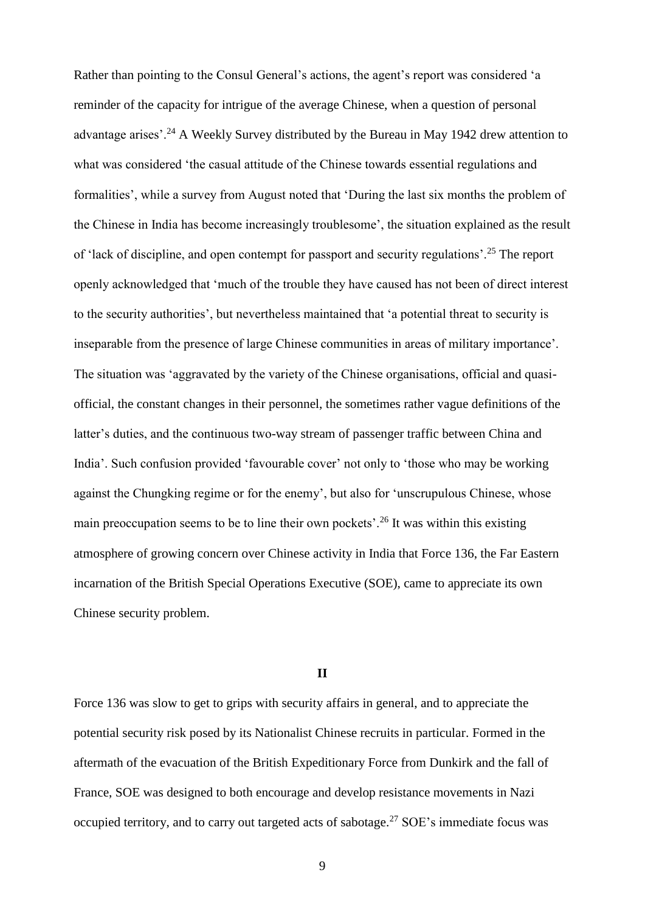Rather than pointing to the Consul General's actions, the agent's report was considered 'a reminder of the capacity for intrigue of the average Chinese, when a question of personal advantage arises'.[24] A Weekly Survey distributed by the Bureau in May 1942 drew attention to what was considered 'the casual attitude of the Chinese towards essential regulations and formalities', while a survey from August noted that 'During the last six months the problem of the Chinese in India has become increasingly troublesome', the situation explained as the result of 'lack of discipline, and open contempt for passport and security regulations'.[25] The report openly acknowledged that 'much of the trouble they have caused has not been of direct interest to the security authorities', but nevertheless maintained that 'a potential threat to security is inseparable from the presence of large Chinese communities in areas of military importance'. The situation was 'aggravated by the variety of the Chinese organisations, official and quasi-official, the constant changes in their personnel, the sometimes rather vague definitions of the latter's duties, and the continuous two-way stream of passenger traffic between China and India'. Such confusion provided 'favourable cover' not only to 'those who may be working against the Chungking regime or for the enemy', but also for 'unscrupulous Chinese, whose main preoccupation seems to be to line their own pockets'.[26] It was within this existing atmosphere of growing concern over Chinese activity in India that Force 136, the Far Eastern incarnation of the British Special Operations Executive (SOE), came to appreciate its own Chinese security problem.

## II

Force 136 was slow to get to grips with security affairs in general, and to appreciate the potential security risk posed by its Nationalist Chinese recruits in particular. Formed in the aftermath of the evacuation of the British Expeditionary Force from Dunkirk and the fall of France, SOE was designed to both encourage and develop resistance movements in Nazi occupied territory, and to carry out targeted acts of sabotage.[27] SOE's immediate focus was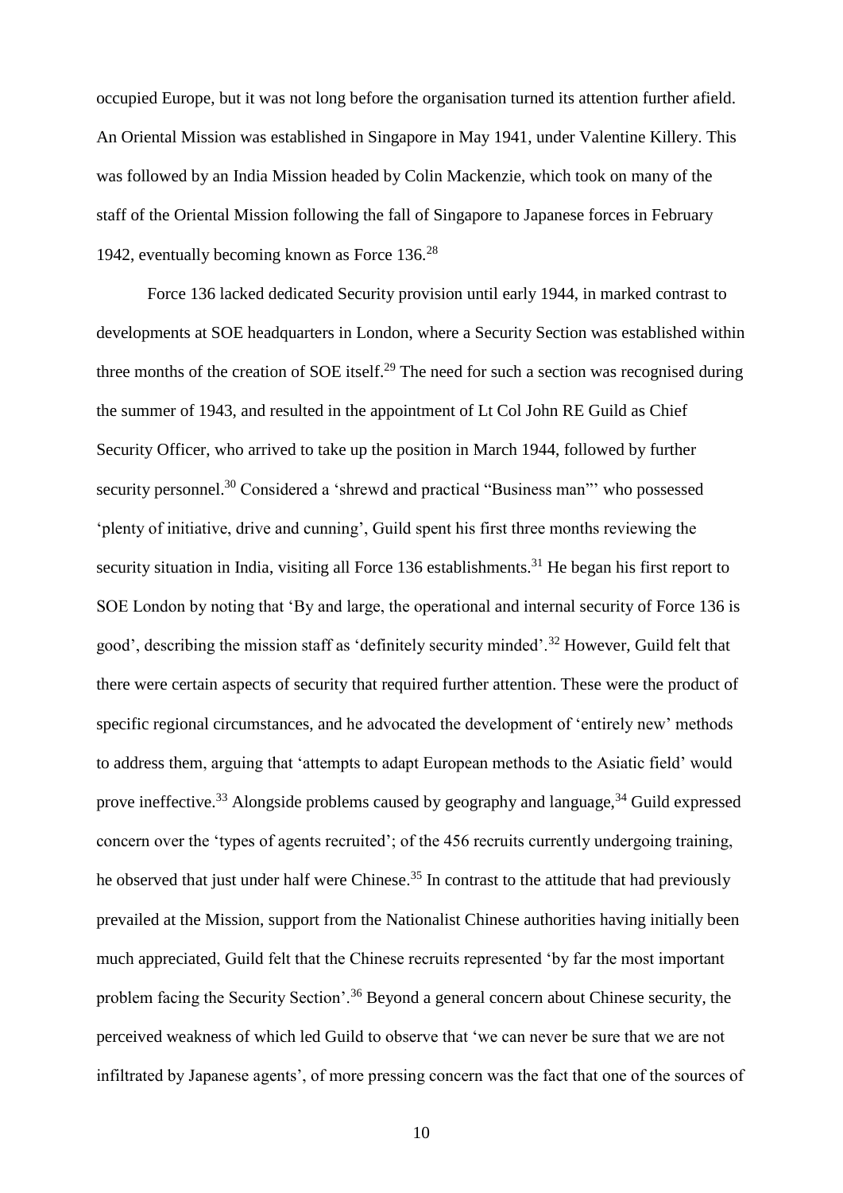occupied Europe, but it was not long before the organisation turned its attention further afield. An Oriental Mission was established in Singapore in May 1941, under Valentine Killery. This was followed by an India Mission headed by Colin Mackenzie, which took on many of the staff of the Oriental Mission following the fall of Singapore to Japanese forces in February 1942, eventually becoming known as Force 136.[28]

Force 136 lacked dedicated Security provision until early 1944, in marked contrast to developments at SOE headquarters in London, where a Security Section was established within three months of the creation of SOE itself.[29] The need for such a section was recognised during the summer of 1943, and resulted in the appointment of Lt Col John RE Guild as Chief Security Officer, who arrived to take up the position in March 1944, followed by further security personnel.[30] Considered a 'shrewd and practical "Business man"' who possessed 'plenty of initiative, drive and cunning', Guild spent his first three months reviewing the security situation in India, visiting all Force 136 establishments.[31] He began his first report to SOE London by noting that 'By and large, the operational and internal security of Force 136 is good', describing the mission staff as 'definitely security minded'.[32] However, Guild felt that there were certain aspects of security that required further attention. These were the product of specific regional circumstances, and he advocated the development of 'entirely new' methods to address them, arguing that 'attempts to adapt European methods to the Asiatic field' would prove ineffective.[33] Alongside problems caused by geography and language,[34] Guild expressed concern over the 'types of agents recruited'; of the 456 recruits currently undergoing training, he observed that just under half were Chinese.[35] In contrast to the attitude that had previously prevailed at the Mission, support from the Nationalist Chinese authorities having initially been much appreciated, Guild felt that the Chinese recruits represented 'by far the most important problem facing the Security Section'.[36] Beyond a general concern about Chinese security, the perceived weakness of which led Guild to observe that 'we can never be sure that we are not infiltrated by Japanese agents', of more pressing concern was the fact that one of the sources of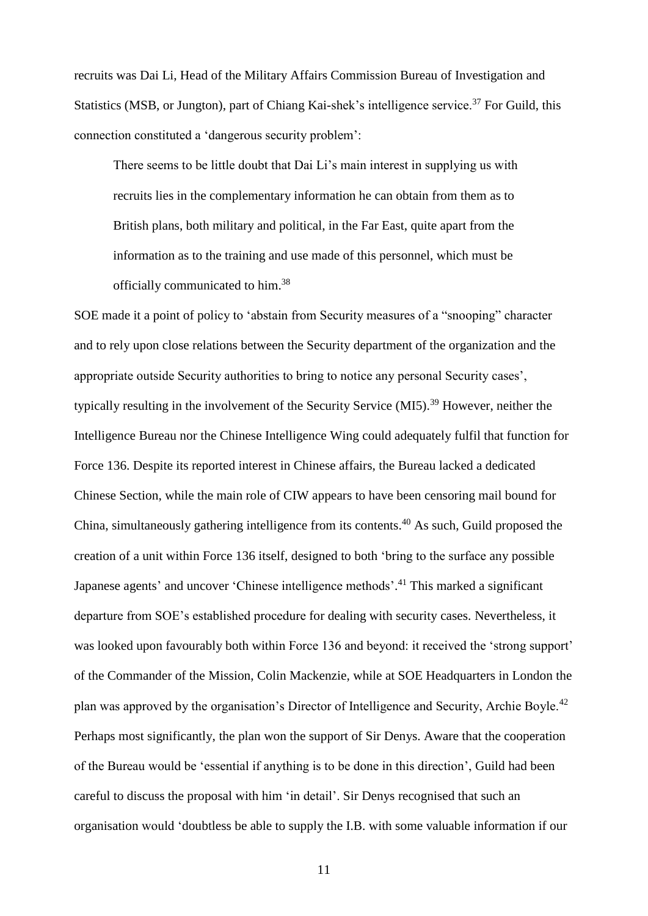recruits was Dai Li, Head of the Military Affairs Commission Bureau of Investigation and Statistics (MSB, or Jungton), part of Chiang Kai-shek's intelligence service.[37] For Guild, this connection constituted a 'dangerous security problem':

> There seems to be little doubt that Dai Li's main interest in supplying us with recruits lies in the complementary information he can obtain from them as to British plans, both military and political, in the Far East, quite apart from the information as to the training and use made of this personnel, which must be officially communicated to him.[38]

SOE made it a point of policy to 'abstain from Security measures of a "snooping" character and to rely upon close relations between the Security department of the organization and the appropriate outside Security authorities to bring to notice any personal Security cases', typically resulting in the involvement of the Security Service (MI5).[39] However, neither the Intelligence Bureau nor the Chinese Intelligence Wing could adequately fulfil that function for Force 136. Despite its reported interest in Chinese affairs, the Bureau lacked a dedicated Chinese Section, while the main role of CIW appears to have been censoring mail bound for China, simultaneously gathering intelligence from its contents.[40] As such, Guild proposed the creation of a unit within Force 136 itself, designed to both 'bring to the surface any possible Japanese agents' and uncover 'Chinese intelligence methods'.[41] This marked a significant departure from SOE's established procedure for dealing with security cases. Nevertheless, it was looked upon favourably both within Force 136 and beyond: it received the 'strong support' of the Commander of the Mission, Colin Mackenzie, while at SOE Headquarters in London the plan was approved by the organisation's Director of Intelligence and Security, Archie Boyle.[42] Perhaps most significantly, the plan won the support of Sir Denys. Aware that the cooperation of the Bureau would be 'essential if anything is to be done in this direction', Guild had been careful to discuss the proposal with him 'in detail'. Sir Denys recognised that such an organisation would 'doubtless be able to supply the I.B. with some valuable information if our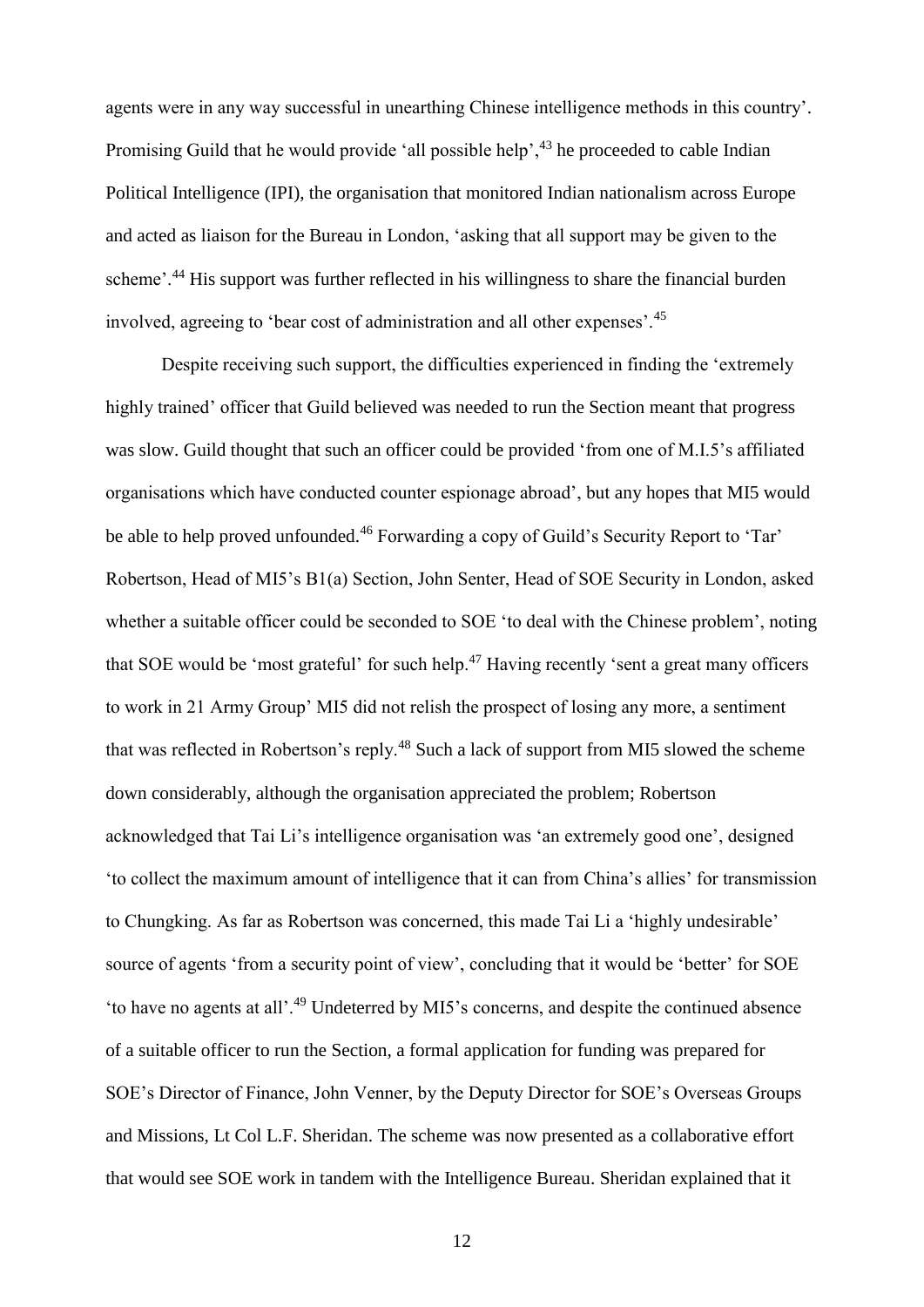agents were in any way successful in unearthing Chinese intelligence methods in this country'. Promising Guild that he would provide 'all possible help',[43] he proceeded to cable Indian Political Intelligence (IPI), the organisation that monitored Indian nationalism across Europe and acted as liaison for the Bureau in London, 'asking that all support may be given to the scheme'.[44] His support was further reflected in his willingness to share the financial burden involved, agreeing to 'bear cost of administration and all other expenses'.[45]

Despite receiving such support, the difficulties experienced in finding the 'extremely highly trained' officer that Guild believed was needed to run the Section meant that progress was slow. Guild thought that such an officer could be provided 'from one of M.I.5's affiliated organisations which have conducted counter espionage abroad', but any hopes that MI5 would be able to help proved unfounded.[46] Forwarding a copy of Guild's Security Report to 'Tar' Robertson, Head of MI5's B1(a) Section, John Senter, Head of SOE Security in London, asked whether a suitable officer could be seconded to SOE 'to deal with the Chinese problem', noting that SOE would be 'most grateful' for such help.[47] Having recently 'sent a great many officers to work in 21 Army Group' MI5 did not relish the prospect of losing any more, a sentiment that was reflected in Robertson's reply.[48] Such a lack of support from MI5 slowed the scheme down considerably, although the organisation appreciated the problem; Robertson acknowledged that Tai Li's intelligence organisation was 'an extremely good one', designed 'to collect the maximum amount of intelligence that it can from China's allies' for transmission to Chungking. As far as Robertson was concerned, this made Tai Li a 'highly undesirable' source of agents 'from a security point of view', concluding that it would be 'better' for SOE 'to have no agents at all'.[49] Undeterred by MI5's concerns, and despite the continued absence of a suitable officer to run the Section, a formal application for funding was prepared for SOE's Director of Finance, John Venner, by the Deputy Director for SOE's Overseas Groups and Missions, Lt Col L.F. Sheridan. The scheme was now presented as a collaborative effort that would see SOE work in tandem with the Intelligence Bureau. Sheridan explained that it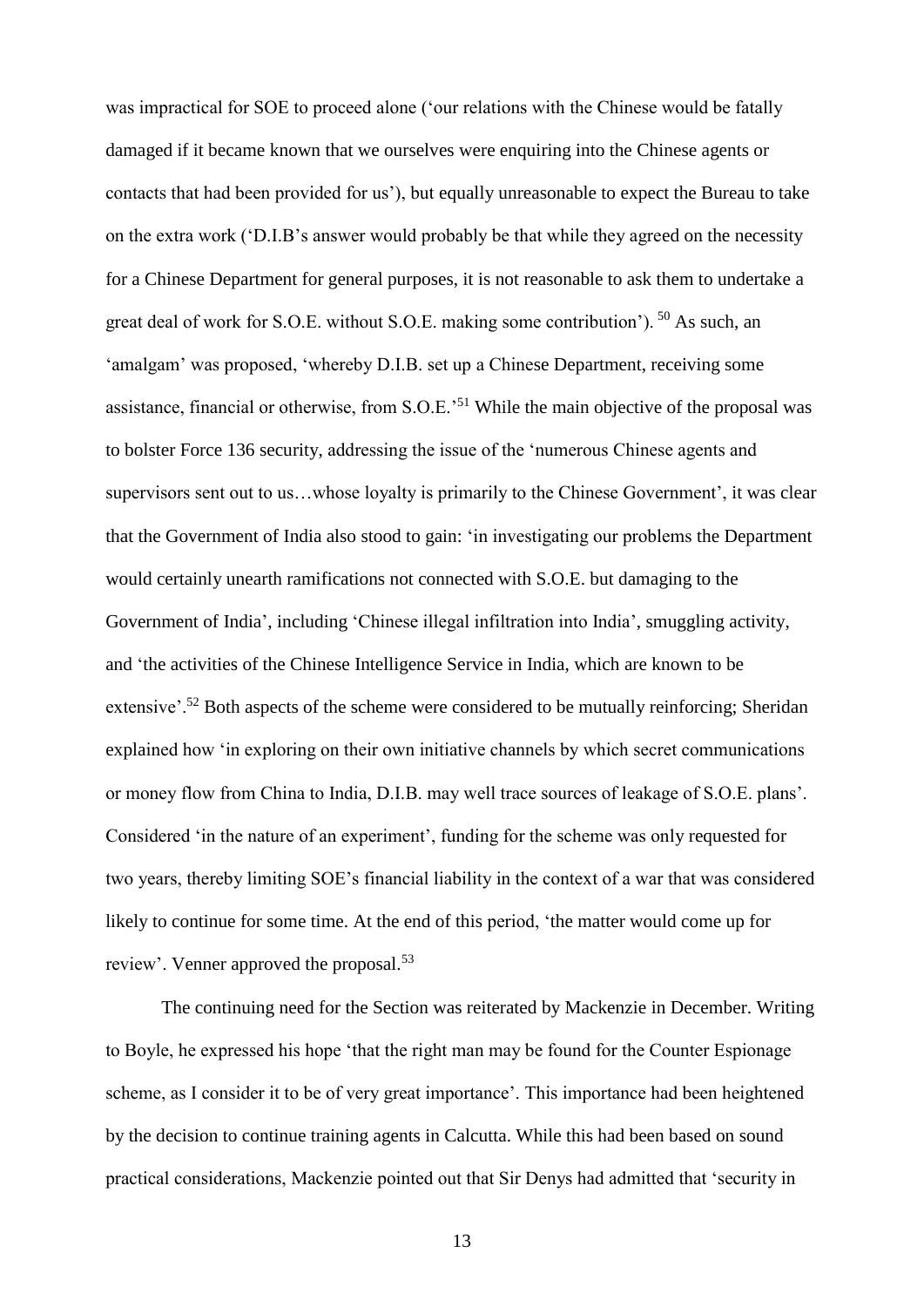was impractical for SOE to proceed alone ('our relations with the Chinese would be fatally damaged if it became known that we ourselves were enquiring into the Chinese agents or contacts that had been provided for us'), but equally unreasonable to expect the Bureau to take on the extra work ('D.I.B's answer would probably be that while they agreed on the necessity for a Chinese Department for general purposes, it is not reasonable to ask them to undertake a great deal of work for S.O.E. without S.O.E. making some contribution').[50] As such, an 'amalgam' was proposed, 'whereby D.I.B. set up a Chinese Department, receiving some assistance, financial or otherwise, from S.O.E.'[51] While the main objective of the proposal was to bolster Force 136 security, addressing the issue of the 'numerous Chinese agents and supervisors sent out to us…whose loyalty is primarily to the Chinese Government', it was clear that the Government of India also stood to gain: 'in investigating our problems the Department would certainly unearth ramifications not connected with S.O.E. but damaging to the Government of India', including 'Chinese illegal infiltration into India', smuggling activity, and 'the activities of the Chinese Intelligence Service in India, which are known to be extensive'.[52] Both aspects of the scheme were considered to be mutually reinforcing; Sheridan explained how 'in exploring on their own initiative channels by which secret communications or money flow from China to India, D.I.B. may well trace sources of leakage of S.O.E. plans'. Considered 'in the nature of an experiment', funding for the scheme was only requested for two years, thereby limiting SOE's financial liability in the context of a war that was considered likely to continue for some time. At the end of this period, 'the matter would come up for review'. Venner approved the proposal.[53]

The continuing need for the Section was reiterated by Mackenzie in December. Writing to Boyle, he expressed his hope 'that the right man may be found for the Counter Espionage scheme, as I consider it to be of very great importance'. This importance had been heightened by the decision to continue training agents in Calcutta. While this had been based on sound practical considerations, Mackenzie pointed out that Sir Denys had admitted that 'security in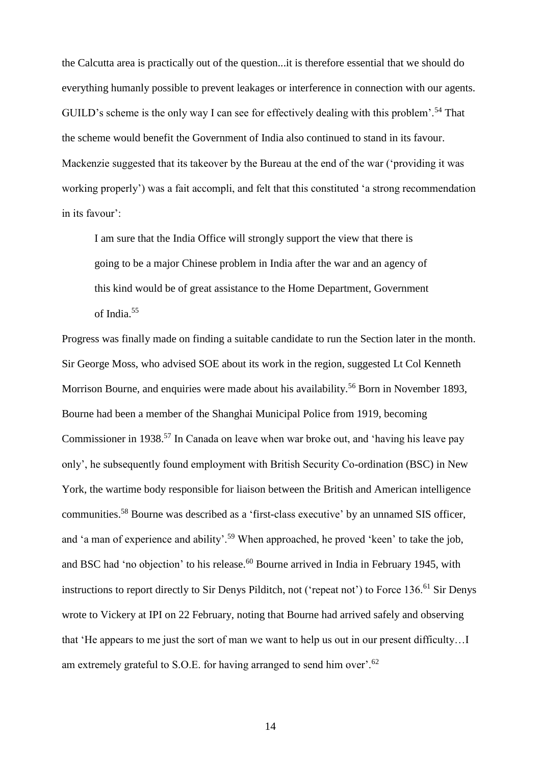the Calcutta area is practically out of the question...it is therefore essential that we should do everything humanly possible to prevent leakages or interference in connection with our agents. GUILD's scheme is the only way I can see for effectively dealing with this problem'.[54] That the scheme would benefit the Government of India also continued to stand in its favour. Mackenzie suggested that its takeover by the Bureau at the end of the war ('providing it was working properly') was a fait accompli, and felt that this constituted 'a strong recommendation in its favour':

> I am sure that the India Office will strongly support the view that there is going to be a major Chinese problem in India after the war and an agency of this kind would be of great assistance to the Home Department, Government of India.[55]

Progress was finally made on finding a suitable candidate to run the Section later in the month. Sir George Moss, who advised SOE about its work in the region, suggested Lt Col Kenneth Morrison Bourne, and enquiries were made about his availability.[56] Born in November 1893, Bourne had been a member of the Shanghai Municipal Police from 1919, becoming Commissioner in 1938.[57] In Canada on leave when war broke out, and 'having his leave pay only', he subsequently found employment with British Security Co-ordination (BSC) in New York, the wartime body responsible for liaison between the British and American intelligence communities.[58] Bourne was described as a 'first-class executive' by an unnamed SIS officer, and 'a man of experience and ability'.[59] When approached, he proved 'keen' to take the job, and BSC had 'no objection' to his release.[60] Bourne arrived in India in February 1945, with instructions to report directly to Sir Denys Pilditch, not ('repeat not') to Force 136.[61] Sir Denys wrote to Vickery at IPI on 22 February, noting that Bourne had arrived safely and observing that 'He appears to me just the sort of man we want to help us out in our present difficulty…I am extremely grateful to S.O.E. for having arranged to send him over'.[62]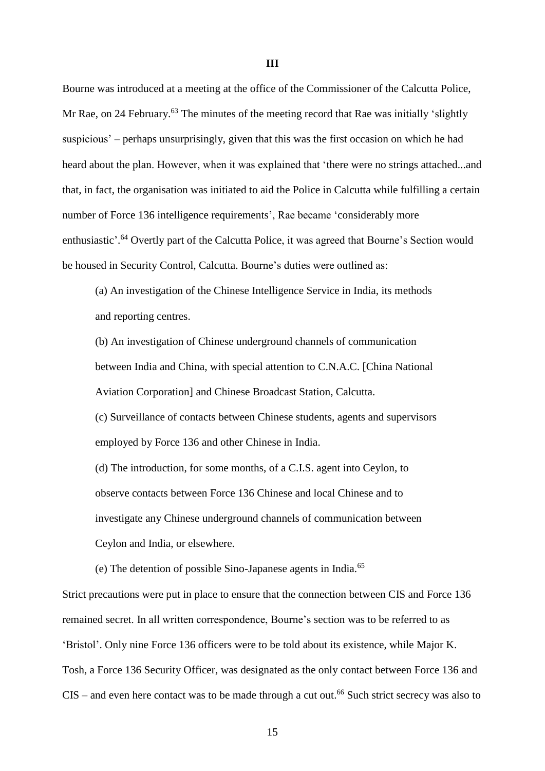## III

Bourne was introduced at a meeting at the office of the Commissioner of the Calcutta Police, Mr Rae, on 24 February.[63] The minutes of the meeting record that Rae was initially 'slightly suspicious' – perhaps unsurprisingly, given that this was the first occasion on which he had heard about the plan. However, when it was explained that 'there were no strings attached...and that, in fact, the organisation was initiated to aid the Police in Calcutta while fulfilling a certain number of Force 136 intelligence requirements', Rae became 'considerably more enthusiastic'.[64] Overtly part of the Calcutta Police, it was agreed that Bourne's Section would be housed in Security Control, Calcutta. Bourne's duties were outlined as:

> (a) An investigation of the Chinese Intelligence Service in India, its methods and reporting centres.
>
> (b) An investigation of Chinese underground channels of communication between India and China, with special attention to C.N.A.C. [China National Aviation Corporation] and Chinese Broadcast Station, Calcutta.
>
> (c) Surveillance of contacts between Chinese students, agents and supervisors employed by Force 136 and other Chinese in India.
>
> (d) The introduction, for some months, of a C.I.S. agent into Ceylon, to observe contacts between Force 136 Chinese and local Chinese and to investigate any Chinese underground channels of communication between Ceylon and India, or elsewhere.
>
> (e) The detention of possible Sino-Japanese agents in India.[65]

Strict precautions were put in place to ensure that the connection between CIS and Force 136 remained secret. In all written correspondence, Bourne's section was to be referred to as 'Bristol'. Only nine Force 136 officers were to be told about its existence, while Major K. Tosh, a Force 136 Security Officer, was designated as the only contact between Force 136 and CIS – and even here contact was to be made through a cut out.[66] Such strict secrecy was also to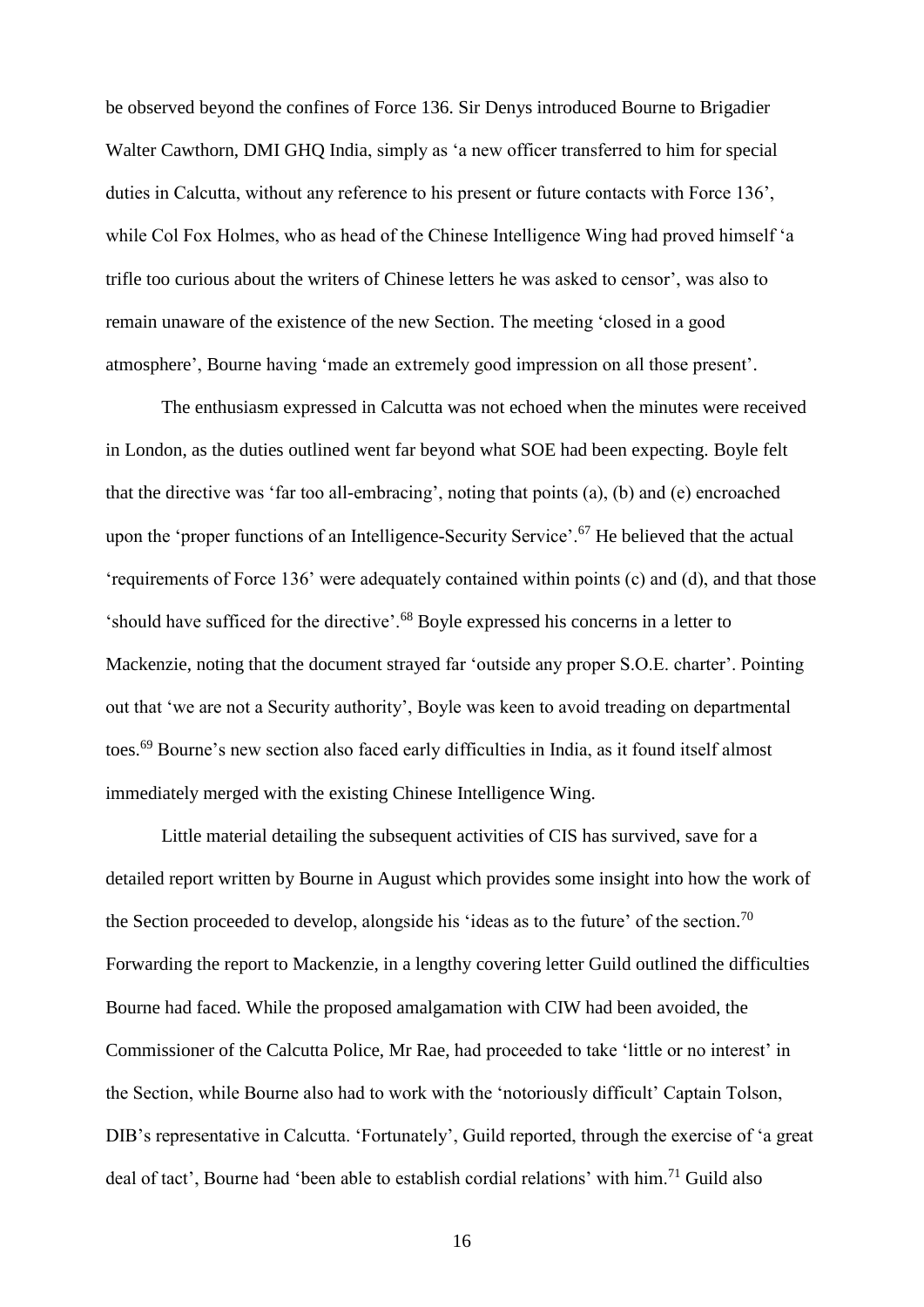be observed beyond the confines of Force 136. Sir Denys introduced Bourne to Brigadier Walter Cawthorn, DMI GHQ India, simply as 'a new officer transferred to him for special duties in Calcutta, without any reference to his present or future contacts with Force 136', while Col Fox Holmes, who as head of the Chinese Intelligence Wing had proved himself 'a trifle too curious about the writers of Chinese letters he was asked to censor', was also to remain unaware of the existence of the new Section. The meeting 'closed in a good atmosphere', Bourne having 'made an extremely good impression on all those present'.

The enthusiasm expressed in Calcutta was not echoed when the minutes were received in London, as the duties outlined went far beyond what SOE had been expecting. Boyle felt that the directive was 'far too all-embracing', noting that points (a), (b) and (e) encroached upon the 'proper functions of an Intelligence-Security Service'.[67] He believed that the actual 'requirements of Force 136' were adequately contained within points (c) and (d), and that those 'should have sufficed for the directive'.[68] Boyle expressed his concerns in a letter to Mackenzie, noting that the document strayed far 'outside any proper S.O.E. charter'. Pointing out that 'we are not a Security authority', Boyle was keen to avoid treading on departmental toes.[69] Bourne's new section also faced early difficulties in India, as it found itself almost immediately merged with the existing Chinese Intelligence Wing.

Little material detailing the subsequent activities of CIS has survived, save for a detailed report written by Bourne in August which provides some insight into how the work of the Section proceeded to develop, alongside his 'ideas as to the future' of the section.[70] Forwarding the report to Mackenzie, in a lengthy covering letter Guild outlined the difficulties Bourne had faced. While the proposed amalgamation with CIW had been avoided, the Commissioner of the Calcutta Police, Mr Rae, had proceeded to take 'little or no interest' in the Section, while Bourne also had to work with the 'notoriously difficult' Captain Tolson, DIB's representative in Calcutta. 'Fortunately', Guild reported, through the exercise of 'a great deal of tact', Bourne had 'been able to establish cordial relations' with him.[71] Guild also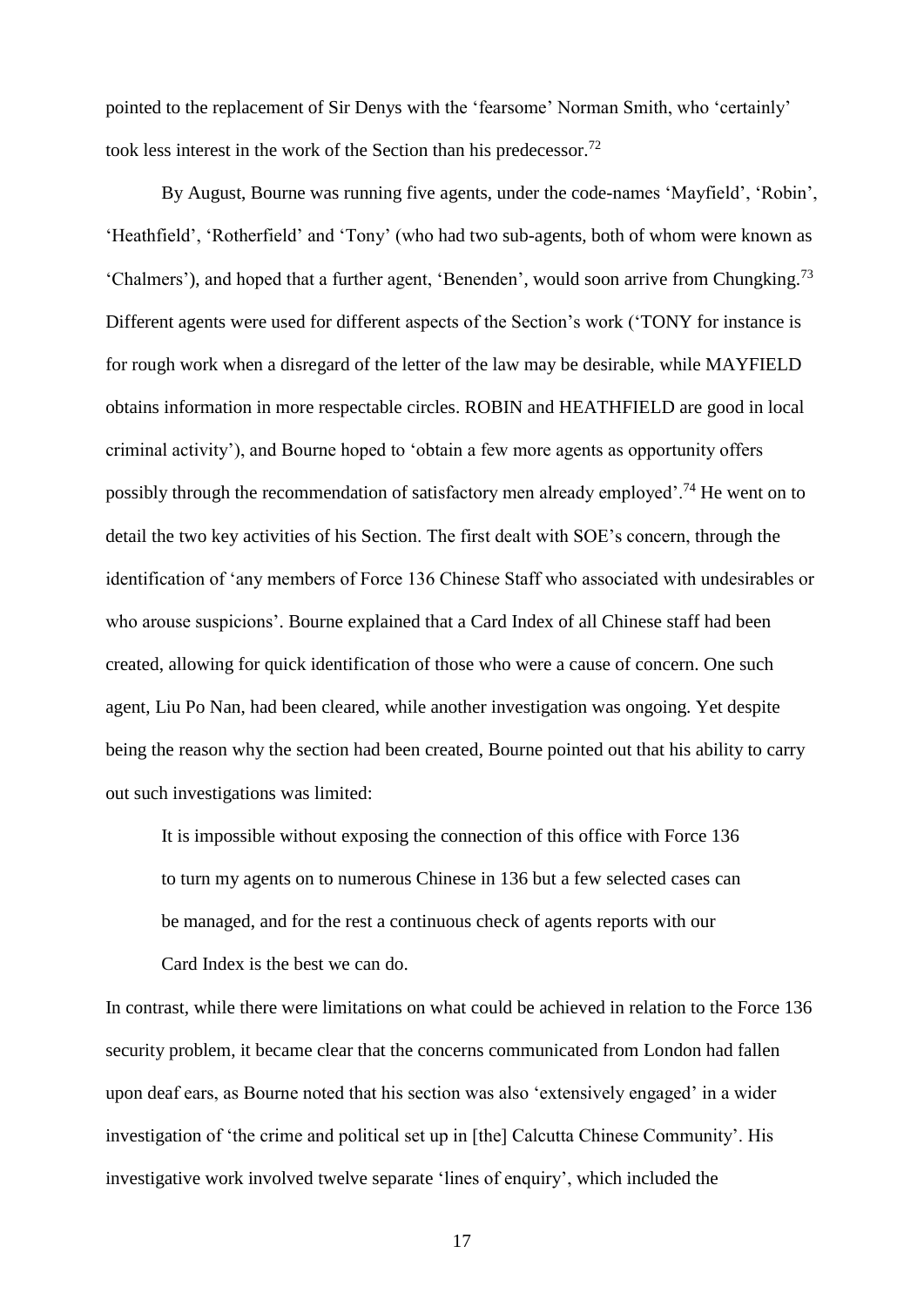pointed to the replacement of Sir Denys with the 'fearsome' Norman Smith, who 'certainly' took less interest in the work of the Section than his predecessor.[72]

By August, Bourne was running five agents, under the code-names 'Mayfield', 'Robin', 'Heathfield', 'Rotherfield' and 'Tony' (who had two sub-agents, both of whom were known as 'Chalmers'), and hoped that a further agent, 'Benenden', would soon arrive from Chungking.[73] Different agents were used for different aspects of the Section's work ('TONY for instance is for rough work when a disregard of the letter of the law may be desirable, while MAYFIELD obtains information in more respectable circles. ROBIN and HEATHFIELD are good in local criminal activity'), and Bourne hoped to 'obtain a few more agents as opportunity offers possibly through the recommendation of satisfactory men already employed'.[74] He went on to detail the two key activities of his Section. The first dealt with SOE's concern, through the identification of 'any members of Force 136 Chinese Staff who associated with undesirables or who arouse suspicions'. Bourne explained that a Card Index of all Chinese staff had been created, allowing for quick identification of those who were a cause of concern. One such agent, Liu Po Nan, had been cleared, while another investigation was ongoing. Yet despite being the reason why the section had been created, Bourne pointed out that his ability to carry out such investigations was limited:

> It is impossible without exposing the connection of this office with Force 136 to turn my agents on to numerous Chinese in 136 but a few selected cases can be managed, and for the rest a continuous check of agents reports with our Card Index is the best we can do.

In contrast, while there were limitations on what could be achieved in relation to the Force 136 security problem, it became clear that the concerns communicated from London had fallen upon deaf ears, as Bourne noted that his section was also 'extensively engaged' in a wider investigation of 'the crime and political set up in [the] Calcutta Chinese Community'. His investigative work involved twelve separate 'lines of enquiry', which included the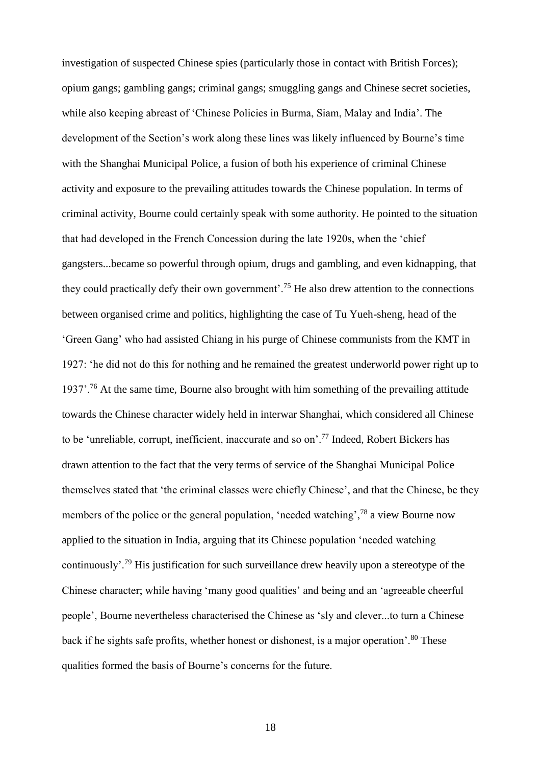investigation of suspected Chinese spies (particularly those in contact with British Forces); opium gangs; gambling gangs; criminal gangs; smuggling gangs and Chinese secret societies, while also keeping abreast of 'Chinese Policies in Burma, Siam, Malay and India'. The development of the Section's work along these lines was likely influenced by Bourne's time with the Shanghai Municipal Police, a fusion of both his experience of criminal Chinese activity and exposure to the prevailing attitudes towards the Chinese population. In terms of criminal activity, Bourne could certainly speak with some authority. He pointed to the situation that had developed in the French Concession during the late 1920s, when the 'chief gangsters...became so powerful through opium, drugs and gambling, and even kidnapping, that they could practically defy their own government'.[75] He also drew attention to the connections between organised crime and politics, highlighting the case of Tu Yueh-sheng, head of the 'Green Gang' who had assisted Chiang in his purge of Chinese communists from the KMT in 1927: 'he did not do this for nothing and he remained the greatest underworld power right up to 1937'.[76] At the same time, Bourne also brought with him something of the prevailing attitude towards the Chinese character widely held in interwar Shanghai, which considered all Chinese to be 'unreliable, corrupt, inefficient, inaccurate and so on'.[77] Indeed, Robert Bickers has drawn attention to the fact that the very terms of service of the Shanghai Municipal Police themselves stated that 'the criminal classes were chiefly Chinese', and that the Chinese, be they members of the police or the general population, 'needed watching',[78] a view Bourne now applied to the situation in India, arguing that its Chinese population 'needed watching continuously'.[79] His justification for such surveillance drew heavily upon a stereotype of the Chinese character; while having 'many good qualities' and being and an 'agreeable cheerful people', Bourne nevertheless characterised the Chinese as 'sly and clever...to turn a Chinese back if he sights safe profits, whether honest or dishonest, is a major operation'.[80] These qualities formed the basis of Bourne's concerns for the future.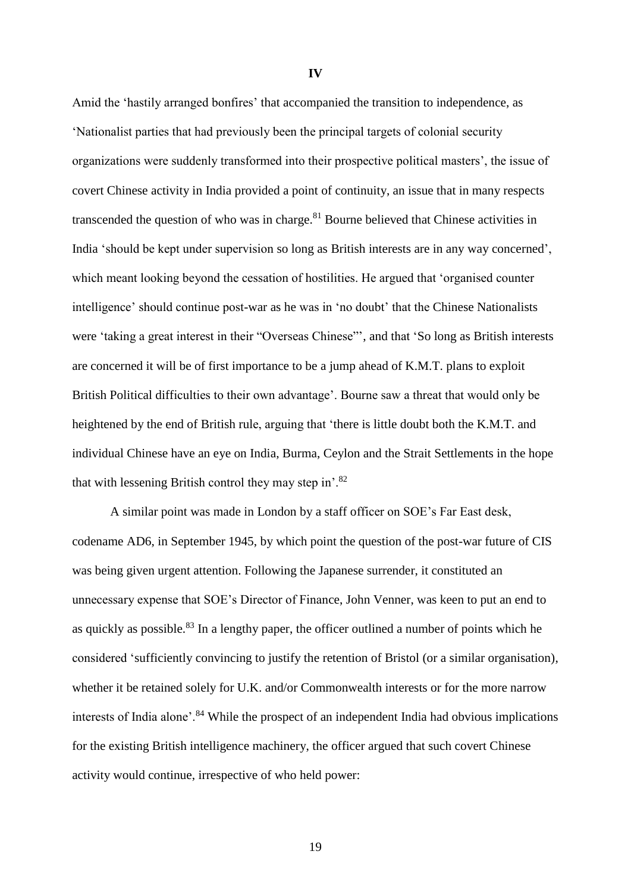## IV

Amid the 'hastily arranged bonfires' that accompanied the transition to independence, as 'Nationalist parties that had previously been the principal targets of colonial security organizations were suddenly transformed into their prospective political masters', the issue of covert Chinese activity in India provided a point of continuity, an issue that in many respects transcended the question of who was in charge.[81] Bourne believed that Chinese activities in India 'should be kept under supervision so long as British interests are in any way concerned', which meant looking beyond the cessation of hostilities. He argued that 'organised counter intelligence' should continue post-war as he was in 'no doubt' that the Chinese Nationalists were 'taking a great interest in their "Overseas Chinese"', and that 'So long as British interests are concerned it will be of first importance to be a jump ahead of K.M.T. plans to exploit British Political difficulties to their own advantage'. Bourne saw a threat that would only be heightened by the end of British rule, arguing that 'there is little doubt both the K.M.T. and individual Chinese have an eye on India, Burma, Ceylon and the Strait Settlements in the hope that with lessening British control they may step in'.[82]

A similar point was made in London by a staff officer on SOE's Far East desk, codename AD6, in September 1945, by which point the question of the post-war future of CIS was being given urgent attention. Following the Japanese surrender, it constituted an unnecessary expense that SOE's Director of Finance, John Venner, was keen to put an end to as quickly as possible.[83] In a lengthy paper, the officer outlined a number of points which he considered 'sufficiently convincing to justify the retention of Bristol (or a similar organisation), whether it be retained solely for U.K. and/or Commonwealth interests or for the more narrow interests of India alone'.[84] While the prospect of an independent India had obvious implications for the existing British intelligence machinery, the officer argued that such covert Chinese activity would continue, irrespective of who held power: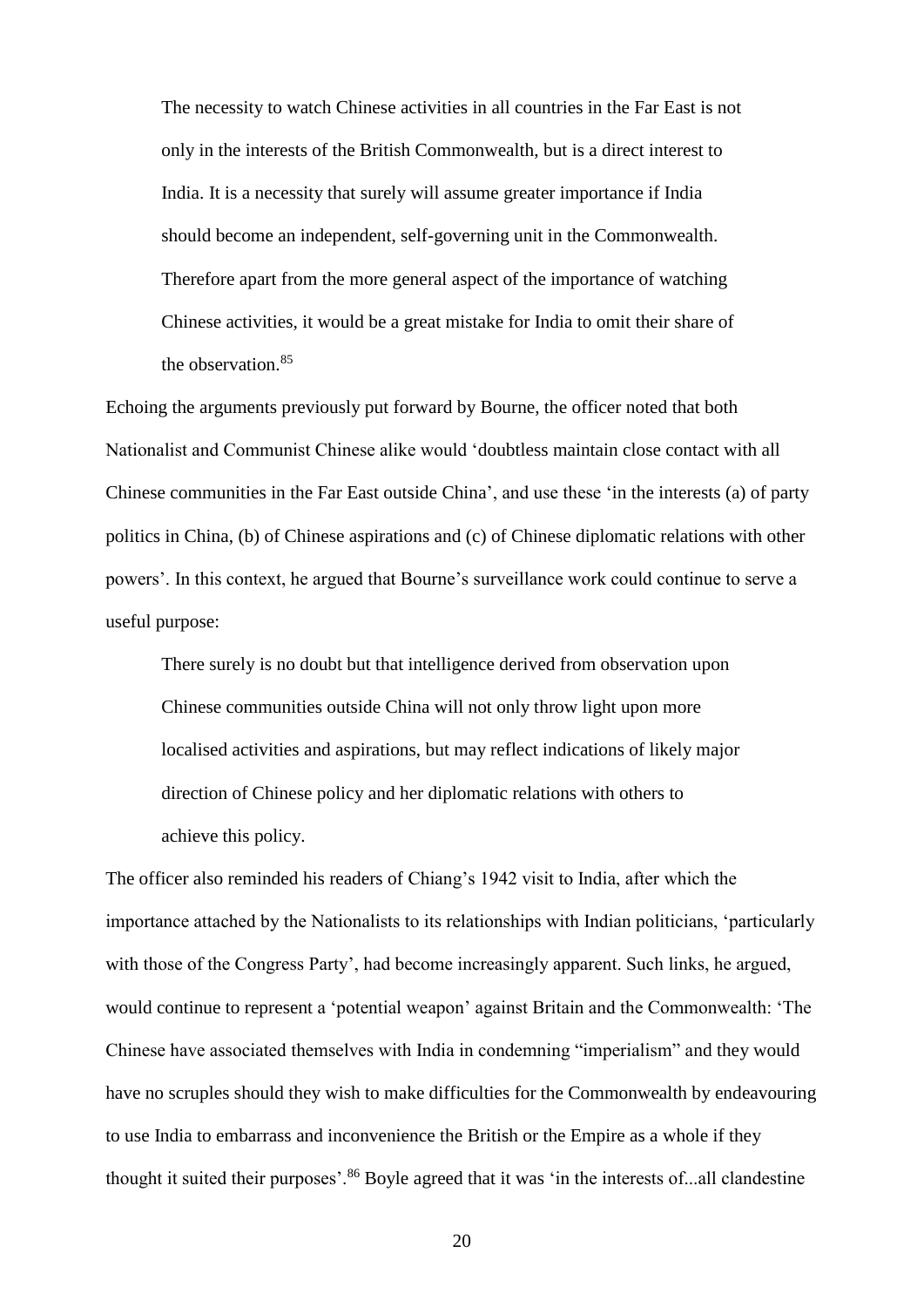> The necessity to watch Chinese activities in all countries in the Far East is not only in the interests of the British Commonwealth, but is a direct interest to India. It is a necessity that surely will assume greater importance if India should become an independent, self-governing unit in the Commonwealth. Therefore apart from the more general aspect of the importance of watching Chinese activities, it would be a great mistake for India to omit their share of the observation.[85]

Echoing the arguments previously put forward by Bourne, the officer noted that both Nationalist and Communist Chinese alike would 'doubtless maintain close contact with all Chinese communities in the Far East outside China', and use these 'in the interests (a) of party politics in China, (b) of Chinese aspirations and (c) of Chinese diplomatic relations with other powers'. In this context, he argued that Bourne's surveillance work could continue to serve a useful purpose:

> There surely is no doubt but that intelligence derived from observation upon Chinese communities outside China will not only throw light upon more localised activities and aspirations, but may reflect indications of likely major direction of Chinese policy and her diplomatic relations with others to achieve this policy.

The officer also reminded his readers of Chiang's 1942 visit to India, after which the importance attached by the Nationalists to its relationships with Indian politicians, 'particularly with those of the Congress Party', had become increasingly apparent. Such links, he argued, would continue to represent a 'potential weapon' against Britain and the Commonwealth: 'The Chinese have associated themselves with India in condemning "imperialism" and they would have no scruples should they wish to make difficulties for the Commonwealth by endeavouring to use India to embarrass and inconvenience the British or the Empire as a whole if they thought it suited their purposes'.[86] Boyle agreed that it was 'in the interests of...all clandestine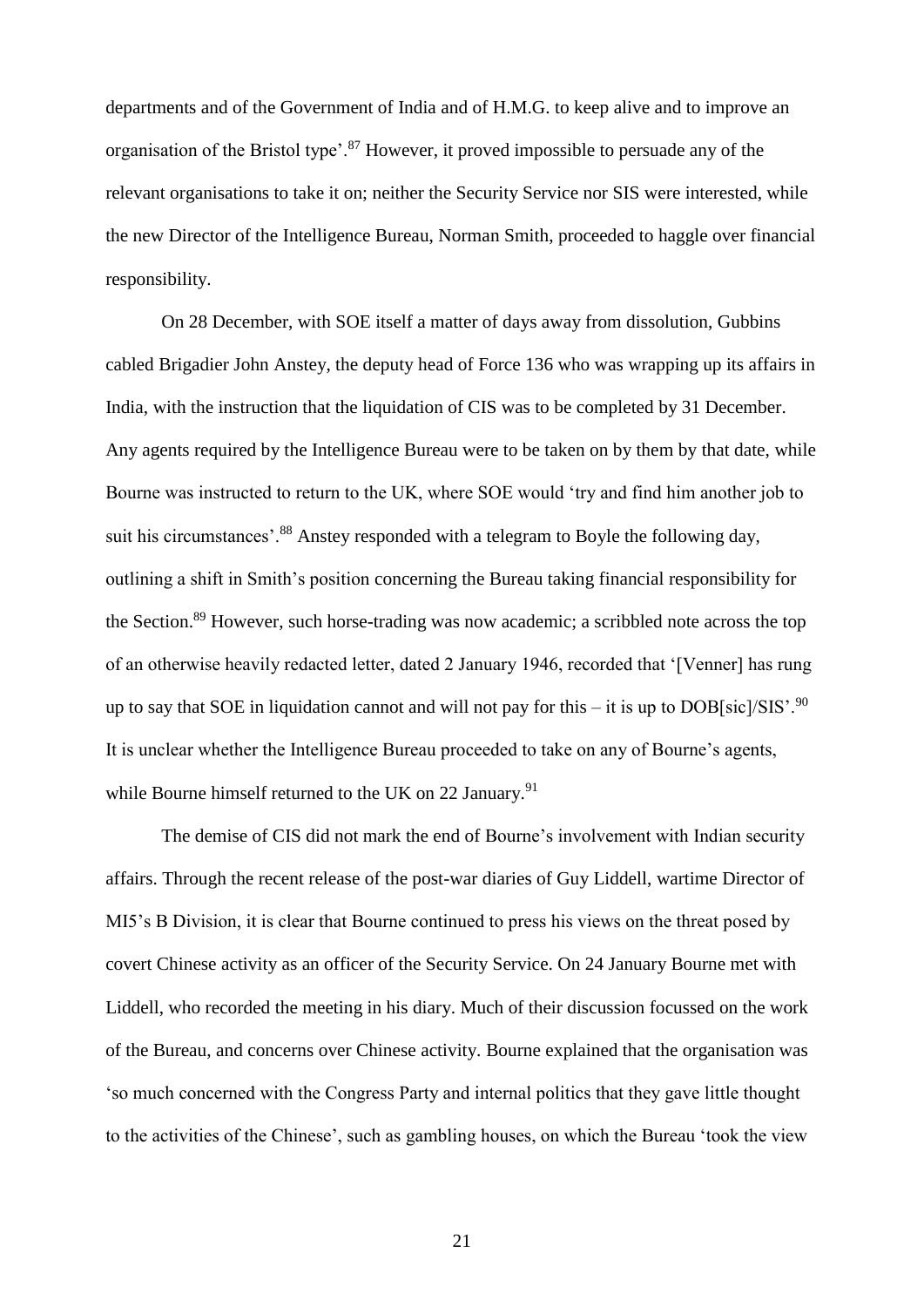departments and of the Government of India and of H.M.G. to keep alive and to improve an organisation of the Bristol type'.[87] However, it proved impossible to persuade any of the relevant organisations to take it on; neither the Security Service nor SIS were interested, while the new Director of the Intelligence Bureau, Norman Smith, proceeded to haggle over financial responsibility.

On 28 December, with SOE itself a matter of days away from dissolution, Gubbins cabled Brigadier John Anstey, the deputy head of Force 136 who was wrapping up its affairs in India, with the instruction that the liquidation of CIS was to be completed by 31 December. Any agents required by the Intelligence Bureau were to be taken on by them by that date, while Bourne was instructed to return to the UK, where SOE would 'try and find him another job to suit his circumstances'.[88] Anstey responded with a telegram to Boyle the following day, outlining a shift in Smith's position concerning the Bureau taking financial responsibility for the Section.[89] However, such horse-trading was now academic; a scribbled note across the top of an otherwise heavily redacted letter, dated 2 January 1946, recorded that '[Venner] has rung up to say that SOE in liquidation cannot and will not pay for this – it is up to DOB[sic]/SIS'.[90] It is unclear whether the Intelligence Bureau proceeded to take on any of Bourne's agents, while Bourne himself returned to the UK on 22 January.[91]

The demise of CIS did not mark the end of Bourne's involvement with Indian security affairs. Through the recent release of the post-war diaries of Guy Liddell, wartime Director of MI5's B Division, it is clear that Bourne continued to press his views on the threat posed by covert Chinese activity as an officer of the Security Service. On 24 January Bourne met with Liddell, who recorded the meeting in his diary. Much of their discussion focussed on the work of the Bureau, and concerns over Chinese activity. Bourne explained that the organisation was 'so much concerned with the Congress Party and internal politics that they gave little thought to the activities of the Chinese', such as gambling houses, on which the Bureau 'took the view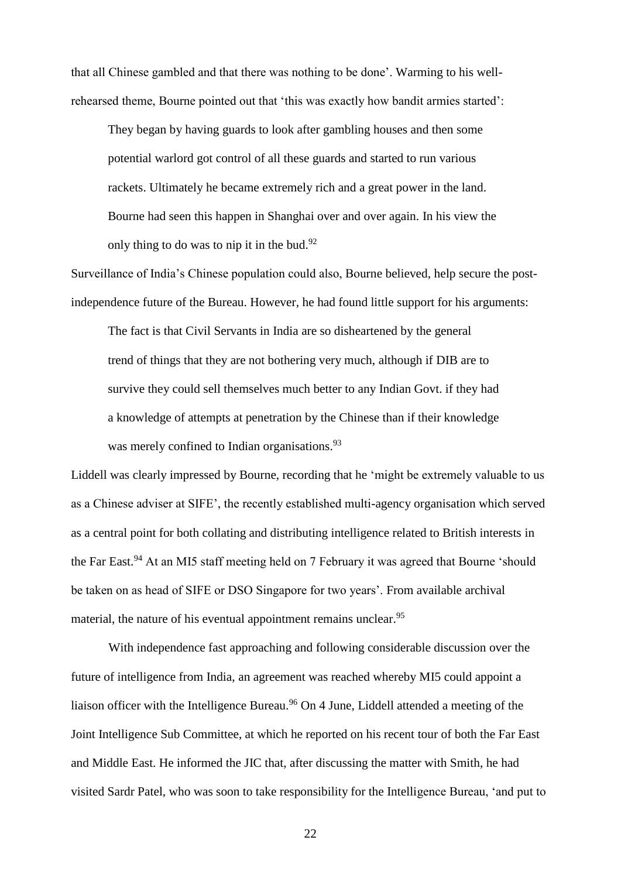that all Chinese gambled and that there was nothing to be done'. Warming to his well-rehearsed theme, Bourne pointed out that 'this was exactly how bandit armies started':

> They began by having guards to look after gambling houses and then some potential warlord got control of all these guards and started to run various rackets. Ultimately he became extremely rich and a great power in the land. Bourne had seen this happen in Shanghai over and over again. In his view the only thing to do was to nip it in the bud.[92]

Surveillance of India's Chinese population could also, Bourne believed, help secure the post-independence future of the Bureau. However, he had found little support for his arguments:

> The fact is that Civil Servants in India are so disheartened by the general trend of things that they are not bothering very much, although if DIB are to survive they could sell themselves much better to any Indian Govt. if they had a knowledge of attempts at penetration by the Chinese than if their knowledge was merely confined to Indian organisations.[93]

Liddell was clearly impressed by Bourne, recording that he 'might be extremely valuable to us as a Chinese adviser at SIFE', the recently established multi-agency organisation which served as a central point for both collating and distributing intelligence related to British interests in the Far East.[94] At an MI5 staff meeting held on 7 February it was agreed that Bourne 'should be taken on as head of SIFE or DSO Singapore for two years'. From available archival material, the nature of his eventual appointment remains unclear.[95]

With independence fast approaching and following considerable discussion over the future of intelligence from India, an agreement was reached whereby MI5 could appoint a liaison officer with the Intelligence Bureau.[96] On 4 June, Liddell attended a meeting of the Joint Intelligence Sub Committee, at which he reported on his recent tour of both the Far East and Middle East. He informed the JIC that, after discussing the matter with Smith, he had visited Sardr Patel, who was soon to take responsibility for the Intelligence Bureau, 'and put to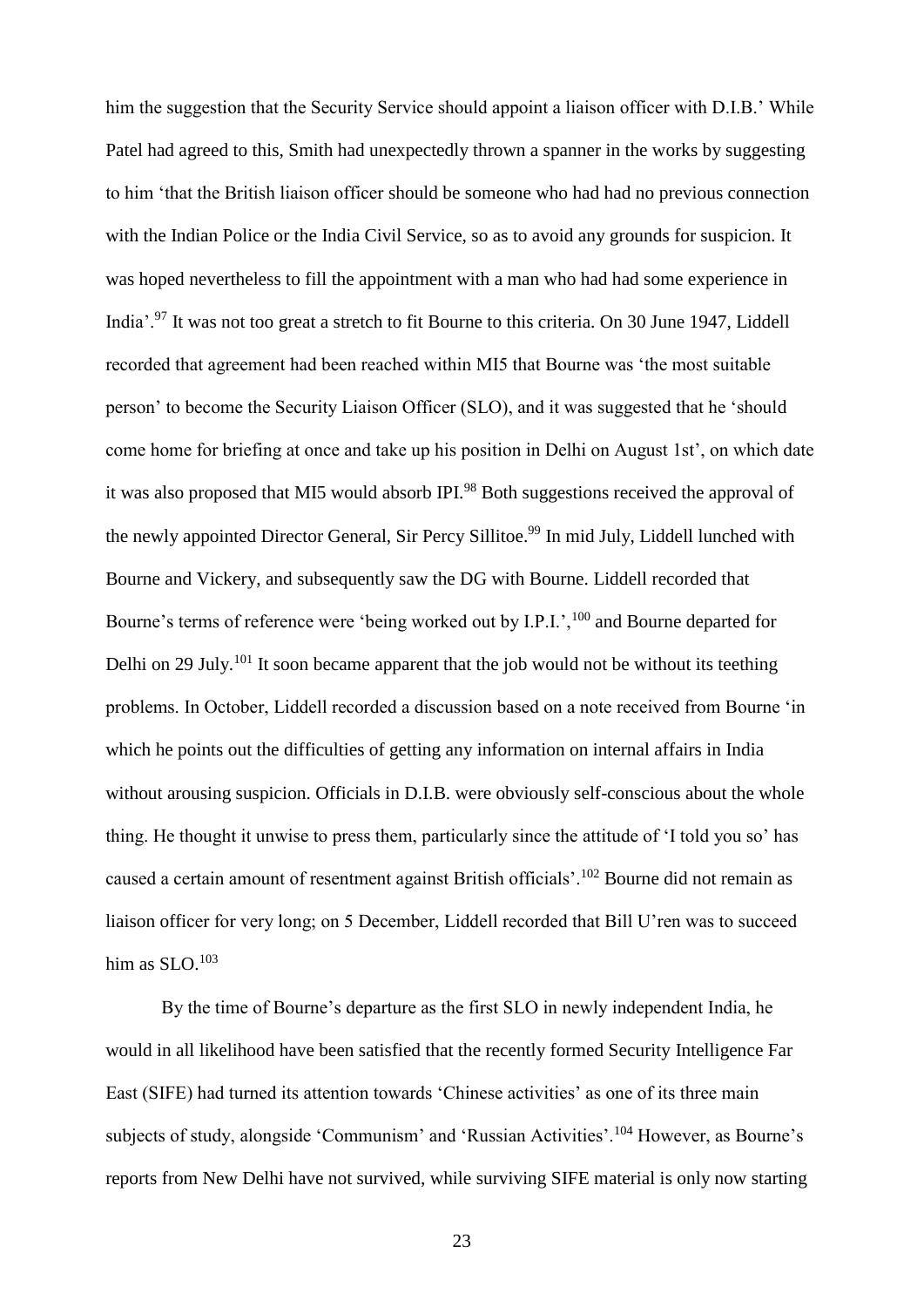him the suggestion that the Security Service should appoint a liaison officer with D.I.B.' While Patel had agreed to this, Smith had unexpectedly thrown a spanner in the works by suggesting to him 'that the British liaison officer should be someone who had had no previous connection with the Indian Police or the India Civil Service, so as to avoid any grounds for suspicion. It was hoped nevertheless to fill the appointment with a man who had had some experience in India'.[97] It was not too great a stretch to fit Bourne to this criteria. On 30 June 1947, Liddell recorded that agreement had been reached within MI5 that Bourne was 'the most suitable person' to become the Security Liaison Officer (SLO), and it was suggested that he 'should come home for briefing at once and take up his position in Delhi on August 1st', on which date it was also proposed that MI5 would absorb IPI.[98] Both suggestions received the approval of the newly appointed Director General, Sir Percy Sillitoe.[99] In mid July, Liddell lunched with Bourne and Vickery, and subsequently saw the DG with Bourne. Liddell recorded that Bourne's terms of reference were 'being worked out by I.P.I.',[100] and Bourne departed for Delhi on 29 July.[101] It soon became apparent that the job would not be without its teething problems. In October, Liddell recorded a discussion based on a note received from Bourne 'in which he points out the difficulties of getting any information on internal affairs in India without arousing suspicion. Officials in D.I.B. were obviously self-conscious about the whole thing. He thought it unwise to press them, particularly since the attitude of 'I told you so' has caused a certain amount of resentment against British officials'.[102] Bourne did not remain as liaison officer for very long; on 5 December, Liddell recorded that Bill U'ren was to succeed him as SLO.[103]

By the time of Bourne's departure as the first SLO in newly independent India, he would in all likelihood have been satisfied that the recently formed Security Intelligence Far East (SIFE) had turned its attention towards 'Chinese activities' as one of its three main subjects of study, alongside 'Communism' and 'Russian Activities'.[104] However, as Bourne's reports from New Delhi have not survived, while surviving SIFE material is only now starting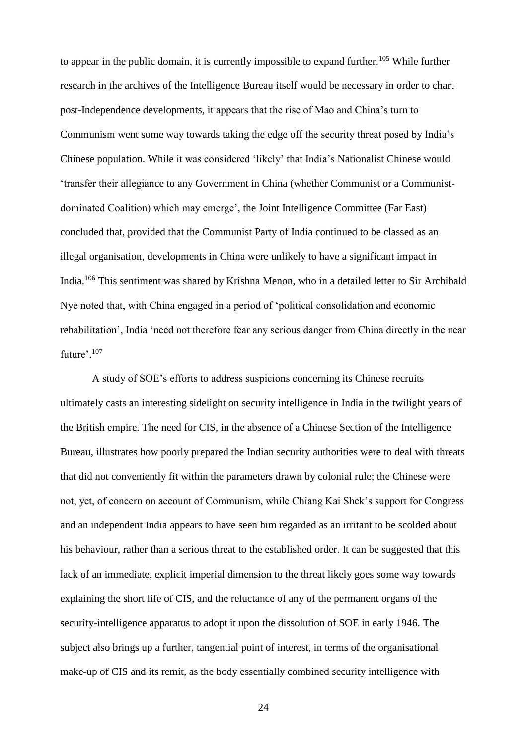to appear in the public domain, it is currently impossible to expand further.[105] While further research in the archives of the Intelligence Bureau itself would be necessary in order to chart post-Independence developments, it appears that the rise of Mao and China's turn to Communism went some way towards taking the edge off the security threat posed by India's Chinese population. While it was considered 'likely' that India's Nationalist Chinese would 'transfer their allegiance to any Government in China (whether Communist or a Communist-dominated Coalition) which may emerge', the Joint Intelligence Committee (Far East) concluded that, provided that the Communist Party of India continued to be classed as an illegal organisation, developments in China were unlikely to have a significant impact in India.[106] This sentiment was shared by Krishna Menon, who in a detailed letter to Sir Archibald Nye noted that, with China engaged in a period of 'political consolidation and economic rehabilitation', India 'need not therefore fear any serious danger from China directly in the near future'.[107]

A study of SOE's efforts to address suspicions concerning its Chinese recruits ultimately casts an interesting sidelight on security intelligence in India in the twilight years of the British empire. The need for CIS, in the absence of a Chinese Section of the Intelligence Bureau, illustrates how poorly prepared the Indian security authorities were to deal with threats that did not conveniently fit within the parameters drawn by colonial rule; the Chinese were not, yet, of concern on account of Communism, while Chiang Kai Shek's support for Congress and an independent India appears to have seen him regarded as an irritant to be scolded about his behaviour, rather than a serious threat to the established order. It can be suggested that this lack of an immediate, explicit imperial dimension to the threat likely goes some way towards explaining the short life of CIS, and the reluctance of any of the permanent organs of the security-intelligence apparatus to adopt it upon the dissolution of SOE in early 1946. The subject also brings up a further, tangential point of interest, in terms of the organisational make-up of CIS and its remit, as the body essentially combined security intelligence with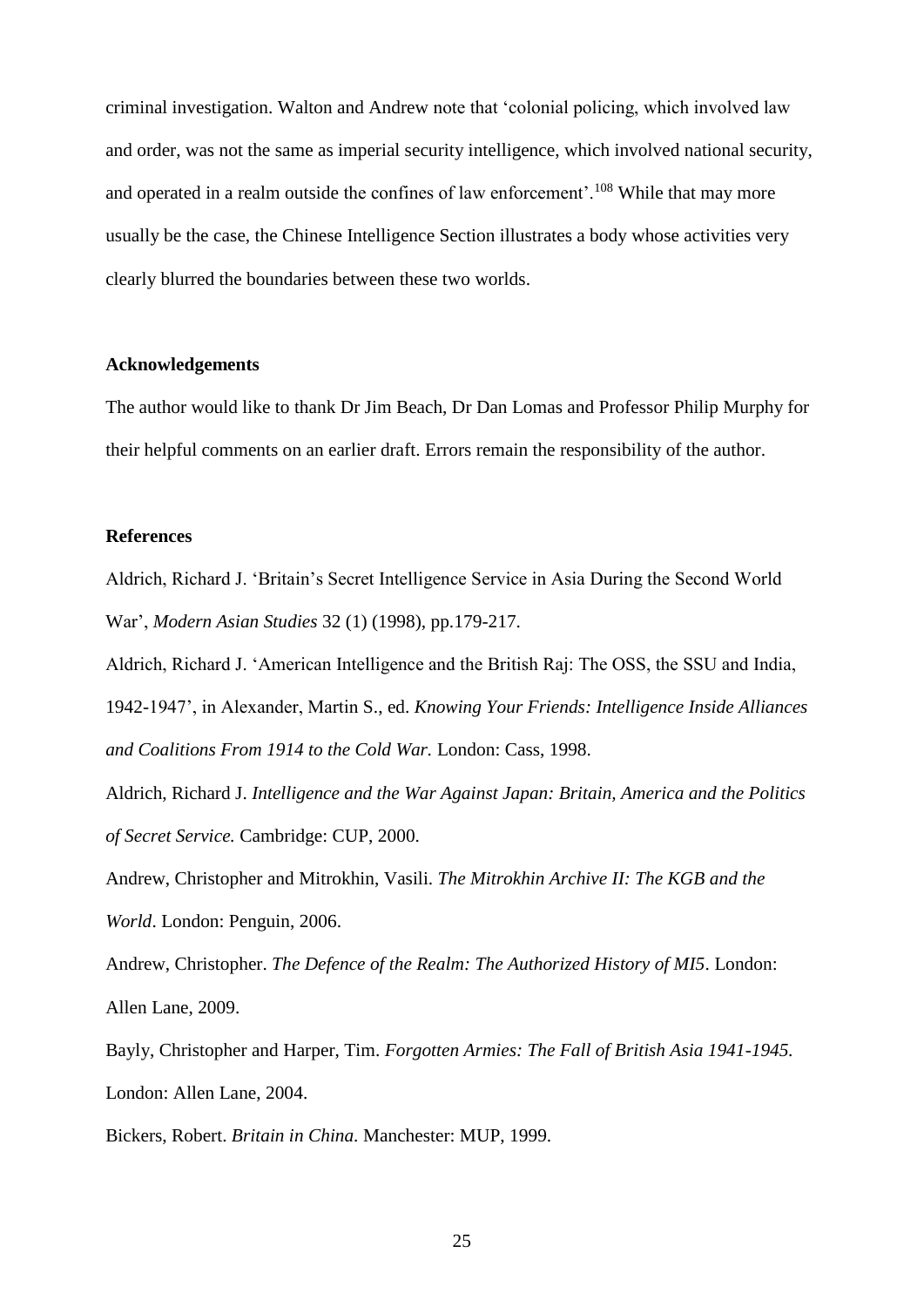criminal investigation. Walton and Andrew note that 'colonial policing, which involved law and order, was not the same as imperial security intelligence, which involved national security, and operated in a realm outside the confines of law enforcement'.[108] While that may more usually be the case, the Chinese Intelligence Section illustrates a body whose activities very clearly blurred the boundaries between these two worlds.

**Acknowledgements**

The author would like to thank Dr Jim Beach, Dr Dan Lomas and Professor Philip Murphy for their helpful comments on an earlier draft. Errors remain the responsibility of the author.

**References**

Aldrich, Richard J. 'Britain's Secret Intelligence Service in Asia During the Second World War', *Modern Asian Studies* 32 (1) (1998), pp.179-217.

Aldrich, Richard J. 'American Intelligence and the British Raj: The OSS, the SSU and India, 1942-1947', in Alexander, Martin S., ed. *Knowing Your Friends: Intelligence Inside Alliances and Coalitions From 1914 to the Cold War.* London: Cass, 1998.

Aldrich, Richard J. *Intelligence and the War Against Japan: Britain, America and the Politics of Secret Service.* Cambridge: CUP, 2000.

Andrew, Christopher and Mitrokhin, Vasili. *The Mitrokhin Archive II: The KGB and the World*. London: Penguin, 2006.

Andrew, Christopher. *The Defence of the Realm: The Authorized History of MI5*. London: Allen Lane, 2009.

Bayly, Christopher and Harper, Tim. *Forgotten Armies: The Fall of British Asia 1941-1945.* London: Allen Lane, 2004.

Bickers, Robert. *Britain in China.* Manchester: MUP, 1999.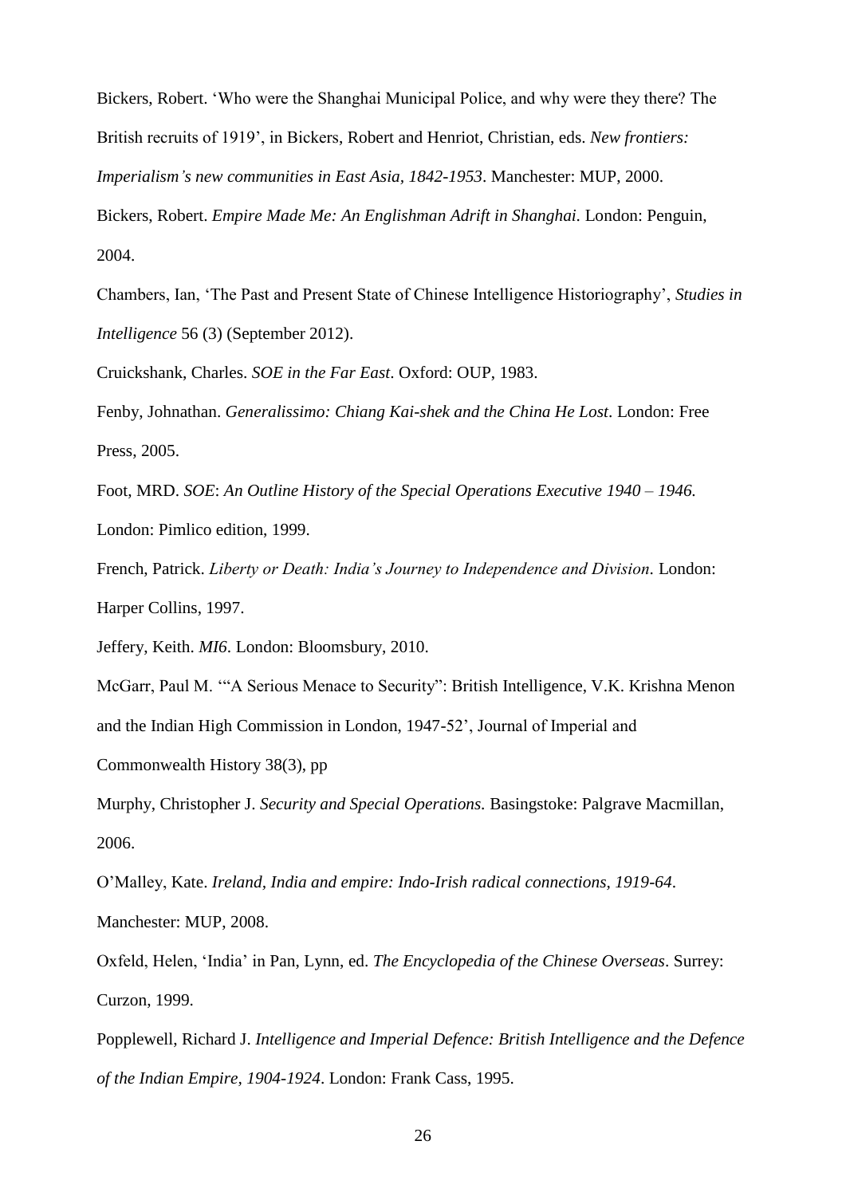Bickers, Robert. 'Who were the Shanghai Municipal Police, and why were they there? The British recruits of 1919', in Bickers, Robert and Henriot, Christian, eds. *New frontiers: Imperialism's new communities in East Asia, 1842-1953*. Manchester: MUP, 2000.

Bickers, Robert. *Empire Made Me: An Englishman Adrift in Shanghai.* London: Penguin, 2004.

Chambers, Ian, 'The Past and Present State of Chinese Intelligence Historiography', *Studies in Intelligence* 56 (3) (September 2012).

Cruickshank, Charles. *SOE in the Far East*. Oxford: OUP, 1983.

Fenby, Johnathan. *Generalissimo: Chiang Kai-shek and the China He Lost*. London: Free Press, 2005.

Foot, MRD. *SOE*: *An Outline History of the Special Operations Executive 1940 – 1946.* London: Pimlico edition, 1999.

French, Patrick. *Liberty or Death: India's Journey to Independence and Division.* London: Harper Collins, 1997.

Jeffery, Keith. *MI6*. London: Bloomsbury, 2010.

McGarr, Paul M. '"A Serious Menace to Security": British Intelligence, V.K. Krishna Menon and the Indian High Commission in London, 1947-52', Journal of Imperial and Commonwealth History 38(3), pp

Murphy, Christopher J. *Security and Special Operations.* Basingstoke: Palgrave Macmillan, 2006.

O'Malley, Kate. *Ireland, India and empire: Indo-Irish radical connections, 1919-64*. Manchester: MUP, 2008.

Oxfeld, Helen, 'India' in Pan, Lynn, ed. *The Encyclopedia of the Chinese Overseas*. Surrey: Curzon, 1999.

Popplewell, Richard J. *Intelligence and Imperial Defence: British Intelligence and the Defence of the Indian Empire, 1904-1924*. London: Frank Cass, 1995.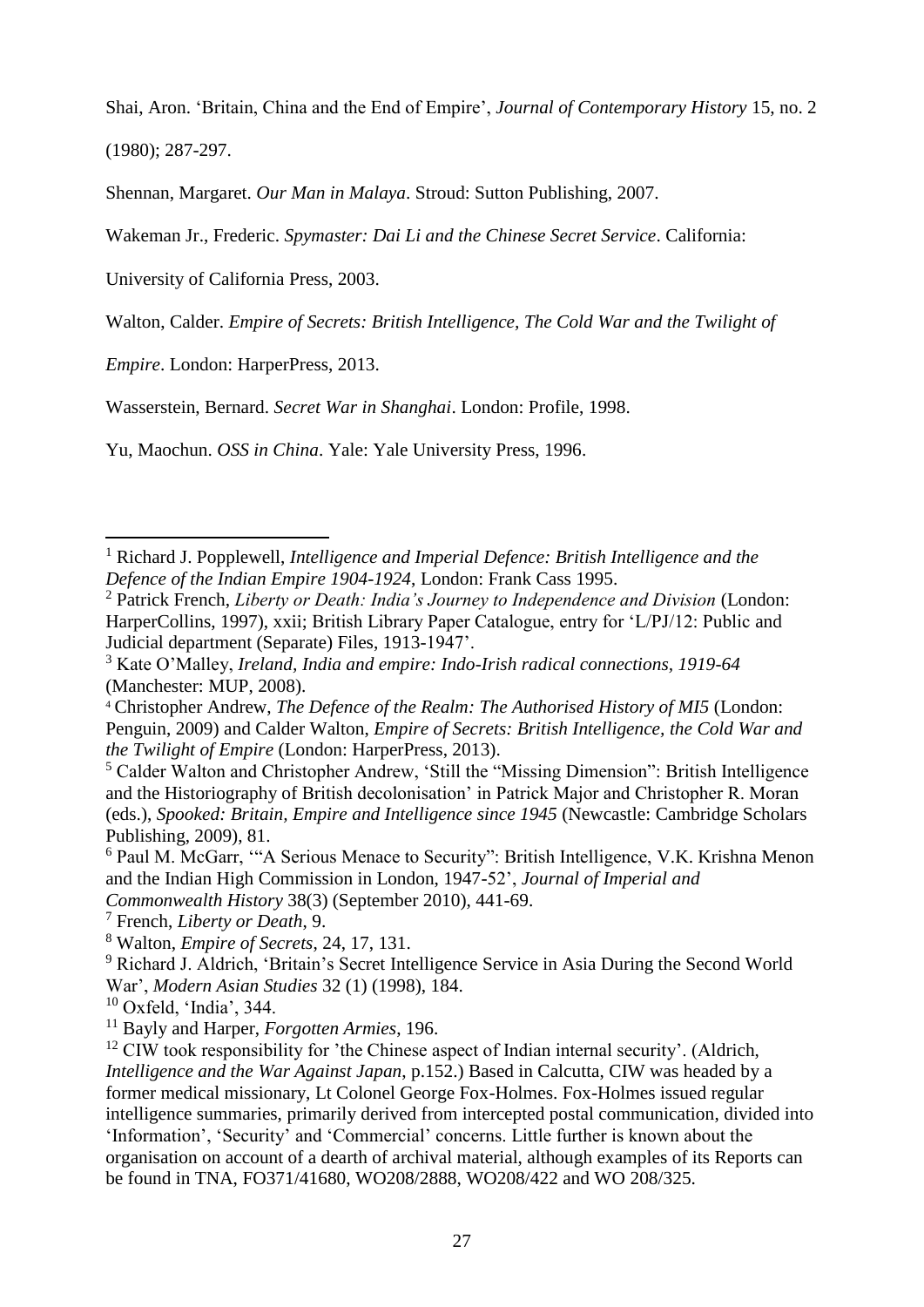Shai, Aron. 'Britain, China and the End of Empire', *Journal of Contemporary History* 15, no. 2 (1980); 287-297.

Shennan, Margaret. *Our Man in Malaya*. Stroud: Sutton Publishing, 2007.

Wakeman Jr., Frederic. *Spymaster: Dai Li and the Chinese Secret Service*. California: University of California Press, 2003.

Walton, Calder. *Empire of Secrets: British Intelligence, The Cold War and the Twilight of Empire*. London: HarperPress, 2013.

Wasserstein, Bernard. *Secret War in Shanghai*. London: Profile, 1998.

Yu, Maochun. *OSS in China*. Yale: Yale University Press, 1996.

---

[1] Richard J. Popplewell, *Intelligence and Imperial Defence: British Intelligence and the Defence of the Indian Empire 1904-1924*, London: Frank Cass 1995.

[2] Patrick French, *Liberty or Death: India's Journey to Independence and Division* (London: HarperCollins, 1997), xxii; British Library Paper Catalogue, entry for 'L/PJ/12: Public and Judicial department (Separate) Files, 1913-1947'.

[3] Kate O'Malley, *Ireland, India and empire: Indo-Irish radical connections, 1919-64* (Manchester: MUP, 2008).

[4] Christopher Andrew, *The Defence of the Realm: The Authorised History of MI5* (London: Penguin, 2009) and Calder Walton, *Empire of Secrets: British Intelligence, the Cold War and the Twilight of Empire* (London: HarperPress, 2013).

[5] Calder Walton and Christopher Andrew, 'Still the "Missing Dimension": British Intelligence and the Historiography of British decolonisation' in Patrick Major and Christopher R. Moran (eds.), *Spooked: Britain, Empire and Intelligence since 1945* (Newcastle: Cambridge Scholars Publishing, 2009), 81.

[6] Paul M. McGarr, '"A Serious Menace to Security": British Intelligence, V.K. Krishna Menon and the Indian High Commission in London, 1947-52', *Journal of Imperial and Commonwealth History* 38(3) (September 2010), 441-69.

[7] French, *Liberty or Death*, 9.

[8] Walton, *Empire of Secrets*, 24, 17, 131.

[9] Richard J. Aldrich, 'Britain's Secret Intelligence Service in Asia During the Second World War', *Modern Asian Studies* 32 (1) (1998), 184.

[10] Oxfeld, 'India', 344.

[11] Bayly and Harper, *Forgotten Armies*, 196.

[12] CIW took responsibility for 'the Chinese aspect of Indian internal security'. (Aldrich, *Intelligence and the War Against Japan*, p.152.) Based in Calcutta, CIW was headed by a former medical missionary, Lt Colonel George Fox-Holmes. Fox-Holmes issued regular intelligence summaries, primarily derived from intercepted postal communication, divided into 'Information', 'Security' and 'Commercial' concerns. Little further is known about the organisation on account of a dearth of archival material, although examples of its Reports can be found in TNA, FO371/41680, WO208/2888, WO208/422 and WO 208/325.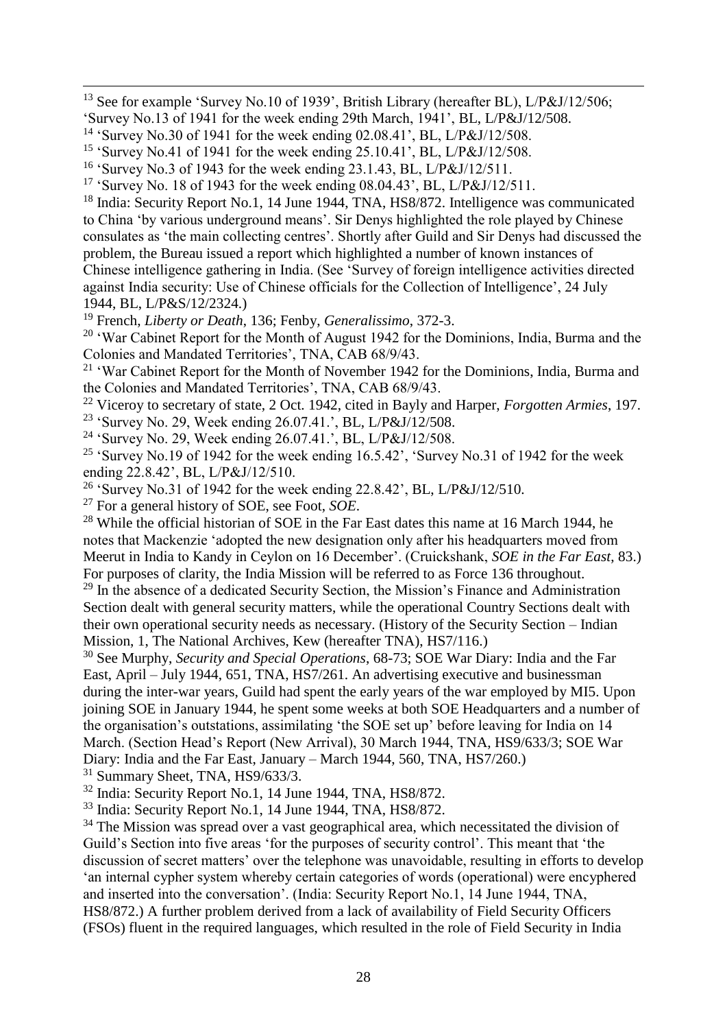[13] See for example 'Survey No.10 of 1939', British Library (hereafter BL), L/P&J/12/506; 'Survey No.13 of 1941 for the week ending 29th March, 1941', BL, L/P&J/12/508.

[14] 'Survey No.30 of 1941 for the week ending 02.08.41', BL, L/P&J/12/508.

[15] 'Survey No.41 of 1941 for the week ending 25.10.41', BL, L/P&J/12/508.

[16] 'Survey No.3 of 1943 for the week ending 23.1.43, BL, L/P&J/12/511.

[17] 'Survey No. 18 of 1943 for the week ending 08.04.43', BL, L/P&J/12/511.

[18] India: Security Report No.1, 14 June 1944, TNA, HS8/872. Intelligence was communicated to China 'by various underground means'. Sir Denys highlighted the role played by Chinese consulates as 'the main collecting centres'. Shortly after Guild and Sir Denys had discussed the problem, the Bureau issued a report which highlighted a number of known instances of Chinese intelligence gathering in India. (See 'Survey of foreign intelligence activities directed against India security: Use of Chinese officials for the Collection of Intelligence', 24 July 1944, BL, L/P&S/12/2324.)

[19] French, *Liberty or Death*, 136; Fenby, *Generalissimo*, 372-3.

[20] 'War Cabinet Report for the Month of August 1942 for the Dominions, India, Burma and the Colonies and Mandated Territories', TNA, CAB 68/9/43.

[21] 'War Cabinet Report for the Month of November 1942 for the Dominions, India, Burma and the Colonies and Mandated Territories', TNA, CAB 68/9/43.

[22] Viceroy to secretary of state, 2 Oct. 1942, cited in Bayly and Harper, *Forgotten Armies*, 197.

[23] 'Survey No. 29, Week ending 26.07.41.', BL, L/P&J/12/508.

[24] 'Survey No. 29, Week ending 26.07.41.', BL, L/P&J/12/508.

[25] 'Survey No.19 of 1942 for the week ending 16.5.42', 'Survey No.31 of 1942 for the week ending 22.8.42', BL, L/P&J/12/510.

[26] 'Survey No.31 of 1942 for the week ending 22.8.42', BL, L/P&J/12/510.

[27] For a general history of SOE, see Foot, *SOE*.

[28] While the official historian of SOE in the Far East dates this name at 16 March 1944, he notes that Mackenzie 'adopted the new designation only after his headquarters moved from Meerut in India to Kandy in Ceylon on 16 December'. (Cruickshank, *SOE in the Far East*, 83.) For purposes of clarity, the India Mission will be referred to as Force 136 throughout.

[29] In the absence of a dedicated Security Section, the Mission's Finance and Administration Section dealt with general security matters, while the operational Country Sections dealt with their own operational security needs as necessary. (History of the Security Section – Indian Mission, 1, The National Archives, Kew (hereafter TNA), HS7/116.)

[30] See Murphy, *Security and Special Operations*, 68-73; SOE War Diary: India and the Far East, April – July 1944, 651, TNA, HS7/261. An advertising executive and businessman during the inter-war years, Guild had spent the early years of the war employed by MI5. Upon joining SOE in January 1944, he spent some weeks at both SOE Headquarters and a number of the organisation's outstations, assimilating 'the SOE set up' before leaving for India on 14 March. (Section Head's Report (New Arrival), 30 March 1944, TNA, HS9/633/3; SOE War Diary: India and the Far East, January – March 1944, 560, TNA, HS7/260.)

[31] Summary Sheet, TNA, HS9/633/3.

[32] India: Security Report No.1, 14 June 1944, TNA, HS8/872.

[33] India: Security Report No.1, 14 June 1944, TNA, HS8/872.

[34] The Mission was spread over a vast geographical area, which necessitated the division of Guild's Section into five areas 'for the purposes of security control'. This meant that 'the discussion of secret matters' over the telephone was unavoidable, resulting in efforts to develop 'an internal cypher system whereby certain categories of words (operational) were encyphered and inserted into the conversation'. (India: Security Report No.1, 14 June 1944, TNA, HS8/872.) A further problem derived from a lack of availability of Field Security Officers (FSOs) fluent in the required languages, which resulted in the role of Field Security in India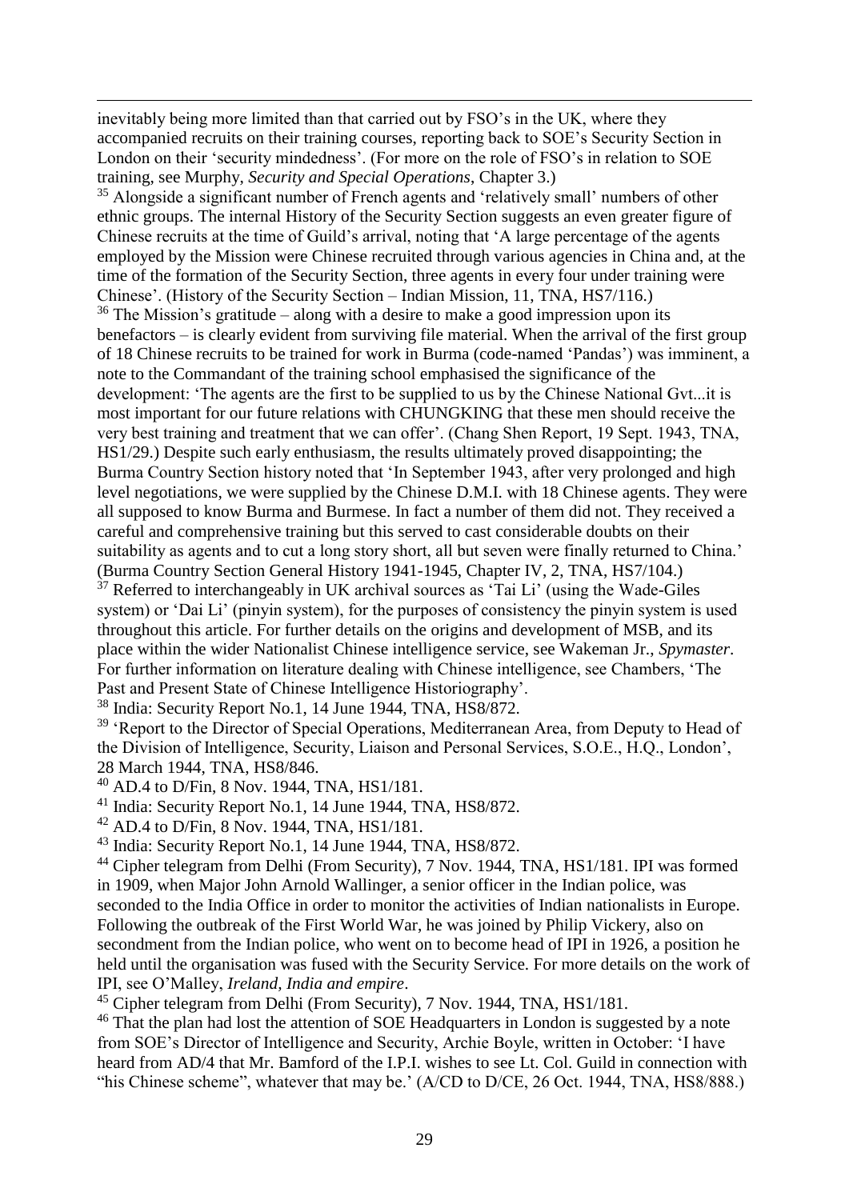inevitably being more limited than that carried out by FSO's in the UK, where they accompanied recruits on their training courses, reporting back to SOE's Security Section in London on their 'security mindedness'. (For more on the role of FSO's in relation to SOE training, see Murphy, *Security and Special Operations*, Chapter 3.)

[35] Alongside a significant number of French agents and 'relatively small' numbers of other ethnic groups. The internal History of the Security Section suggests an even greater figure of Chinese recruits at the time of Guild's arrival, noting that 'A large percentage of the agents employed by the Mission were Chinese recruited through various agencies in China and, at the time of the formation of the Security Section, three agents in every four under training were Chinese'. (History of the Security Section – Indian Mission, 11, TNA, HS7/116.)

[36] The Mission's gratitude – along with a desire to make a good impression upon its benefactors – is clearly evident from surviving file material. When the arrival of the first group of 18 Chinese recruits to be trained for work in Burma (code-named 'Pandas') was imminent, a note to the Commandant of the training school emphasised the significance of the development: 'The agents are the first to be supplied to us by the Chinese National Gvt...it is most important for our future relations with CHUNGKING that these men should receive the very best training and treatment that we can offer'. (Chang Shen Report, 19 Sept. 1943, TNA, HS1/29.) Despite such early enthusiasm, the results ultimately proved disappointing; the Burma Country Section history noted that 'In September 1943, after very prolonged and high level negotiations, we were supplied by the Chinese D.M.I. with 18 Chinese agents. They were all supposed to know Burma and Burmese. In fact a number of them did not. They received a careful and comprehensive training but this served to cast considerable doubts on their suitability as agents and to cut a long story short, all but seven were finally returned to China.' (Burma Country Section General History 1941-1945, Chapter IV, 2, TNA, HS7/104.)

[37] Referred to interchangeably in UK archival sources as 'Tai Li' (using the Wade-Giles system) or 'Dai Li' (pinyin system), for the purposes of consistency the pinyin system is used throughout this article. For further details on the origins and development of MSB, and its place within the wider Nationalist Chinese intelligence service, see Wakeman Jr., *Spymaster*. For further information on literature dealing with Chinese intelligence, see Chambers, 'The Past and Present State of Chinese Intelligence Historiography'.

[38] India: Security Report No.1, 14 June 1944, TNA, HS8/872.

[39] 'Report to the Director of Special Operations, Mediterranean Area, from Deputy to Head of the Division of Intelligence, Security, Liaison and Personal Services, S.O.E., H.Q., London', 28 March 1944, TNA, HS8/846.

[40] AD.4 to D/Fin, 8 Nov. 1944, TNA, HS1/181.

[41] India: Security Report No.1, 14 June 1944, TNA, HS8/872.

[42] AD.4 to D/Fin, 8 Nov. 1944, TNA, HS1/181.

[43] India: Security Report No.1, 14 June 1944, TNA, HS8/872.

[44] Cipher telegram from Delhi (From Security), 7 Nov. 1944, TNA, HS1/181. IPI was formed in 1909, when Major John Arnold Wallinger, a senior officer in the Indian police, was seconded to the India Office in order to monitor the activities of Indian nationalists in Europe. Following the outbreak of the First World War, he was joined by Philip Vickery, also on secondment from the Indian police, who went on to become head of IPI in 1926, a position he held until the organisation was fused with the Security Service. For more details on the work of IPI, see O'Malley, *Ireland, India and empire*.

[45] Cipher telegram from Delhi (From Security), 7 Nov. 1944, TNA, HS1/181.

[46] That the plan had lost the attention of SOE Headquarters in London is suggested by a note from SOE's Director of Intelligence and Security, Archie Boyle, written in October: 'I have heard from AD/4 that Mr. Bamford of the I.P.I. wishes to see Lt. Col. Guild in connection with "his Chinese scheme", whatever that may be.' (A/CD to D/CE, 26 Oct. 1944, TNA, HS8/888.)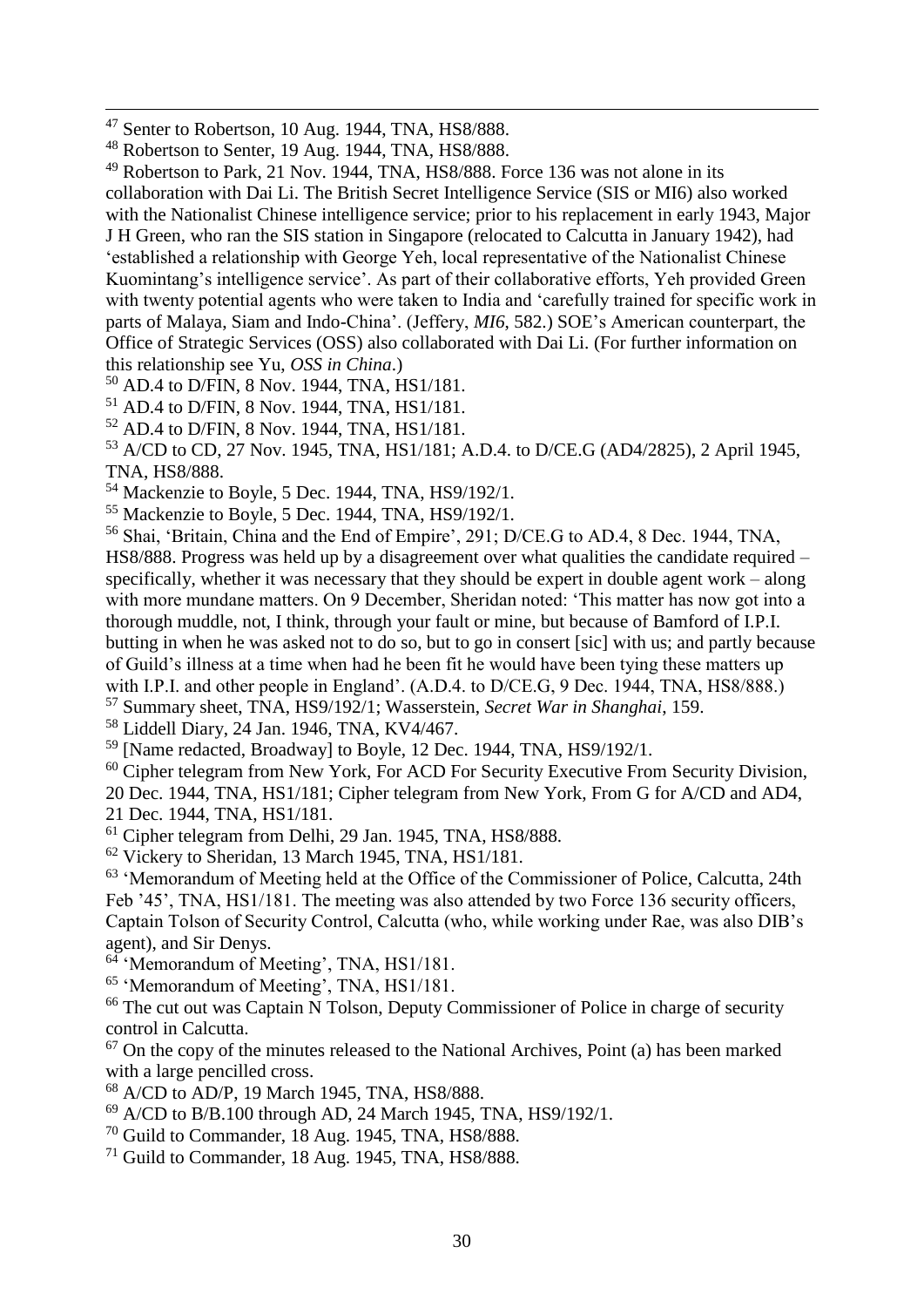[47] Senter to Robertson, 10 Aug. 1944, TNA, HS8/888.

[48] Robertson to Senter, 19 Aug. 1944, TNA, HS8/888.

[49] Robertson to Park, 21 Nov. 1944, TNA, HS8/888. Force 136 was not alone in its collaboration with Dai Li. The British Secret Intelligence Service (SIS or MI6) also worked with the Nationalist Chinese intelligence service; prior to his replacement in early 1943, Major J H Green, who ran the SIS station in Singapore (relocated to Calcutta in January 1942), had 'established a relationship with George Yeh, local representative of the Nationalist Chinese Kuomintang's intelligence service'. As part of their collaborative efforts, Yeh provided Green with twenty potential agents who were taken to India and 'carefully trained for specific work in parts of Malaya, Siam and Indo-China'. (Jeffery, *MI6*, 582.) SOE's American counterpart, the Office of Strategic Services (OSS) also collaborated with Dai Li. (For further information on this relationship see Yu, *OSS in China*.)

[50] AD.4 to D/FIN, 8 Nov. 1944, TNA, HS1/181.

[51] AD.4 to D/FIN, 8 Nov. 1944, TNA, HS1/181.

[52] AD.4 to D/FIN, 8 Nov. 1944, TNA, HS1/181.

[53] A/CD to CD, 27 Nov. 1945, TNA, HS1/181; A.D.4. to D/CE.G (AD4/2825), 2 April 1945, TNA, HS8/888.

[54] Mackenzie to Boyle, 5 Dec. 1944, TNA, HS9/192/1.

[55] Mackenzie to Boyle, 5 Dec. 1944, TNA, HS9/192/1.

[56] Shai, 'Britain, China and the End of Empire', 291; D/CE.G to AD.4, 8 Dec. 1944, TNA, HS8/888. Progress was held up by a disagreement over what qualities the candidate required – specifically, whether it was necessary that they should be expert in double agent work – along with more mundane matters. On 9 December, Sheridan noted: 'This matter has now got into a thorough muddle, not, I think, through your fault or mine, but because of Bamford of I.P.I. butting in when he was asked not to do so, but to go in consert [sic] with us; and partly because of Guild's illness at a time when had he been fit he would have been tying these matters up with I.P.I. and other people in England'. (A.D.4. to D/CE.G, 9 Dec. 1944, TNA, HS8/888.)

[57] Summary sheet, TNA, HS9/192/1; Wasserstein, *Secret War in Shanghai*, 159.

[58] Liddell Diary, 24 Jan. 1946, TNA, KV4/467.

[59] [Name redacted, Broadway] to Boyle, 12 Dec. 1944, TNA, HS9/192/1.

[60] Cipher telegram from New York, For ACD For Security Executive From Security Division, 20 Dec. 1944, TNA, HS1/181; Cipher telegram from New York, From G for A/CD and AD4, 21 Dec. 1944, TNA, HS1/181.

[61] Cipher telegram from Delhi, 29 Jan. 1945, TNA, HS8/888.

[62] Vickery to Sheridan, 13 March 1945, TNA, HS1/181.

[63] 'Memorandum of Meeting held at the Office of the Commissioner of Police, Calcutta, 24th Feb '45', TNA, HS1/181. The meeting was also attended by two Force 136 security officers, Captain Tolson of Security Control, Calcutta (who, while working under Rae, was also DIB's agent), and Sir Denys.

[64] 'Memorandum of Meeting', TNA, HS1/181.

[65] 'Memorandum of Meeting', TNA, HS1/181.

[66] The cut out was Captain N Tolson, Deputy Commissioner of Police in charge of security control in Calcutta.

[67] On the copy of the minutes released to the National Archives, Point (a) has been marked with a large pencilled cross.

[68] A/CD to AD/P, 19 March 1945, TNA, HS8/888.

[69] A/CD to B/B.100 through AD, 24 March 1945, TNA, HS9/192/1.

[70] Guild to Commander, 18 Aug. 1945, TNA, HS8/888.

[71] Guild to Commander, 18 Aug. 1945, TNA, HS8/888.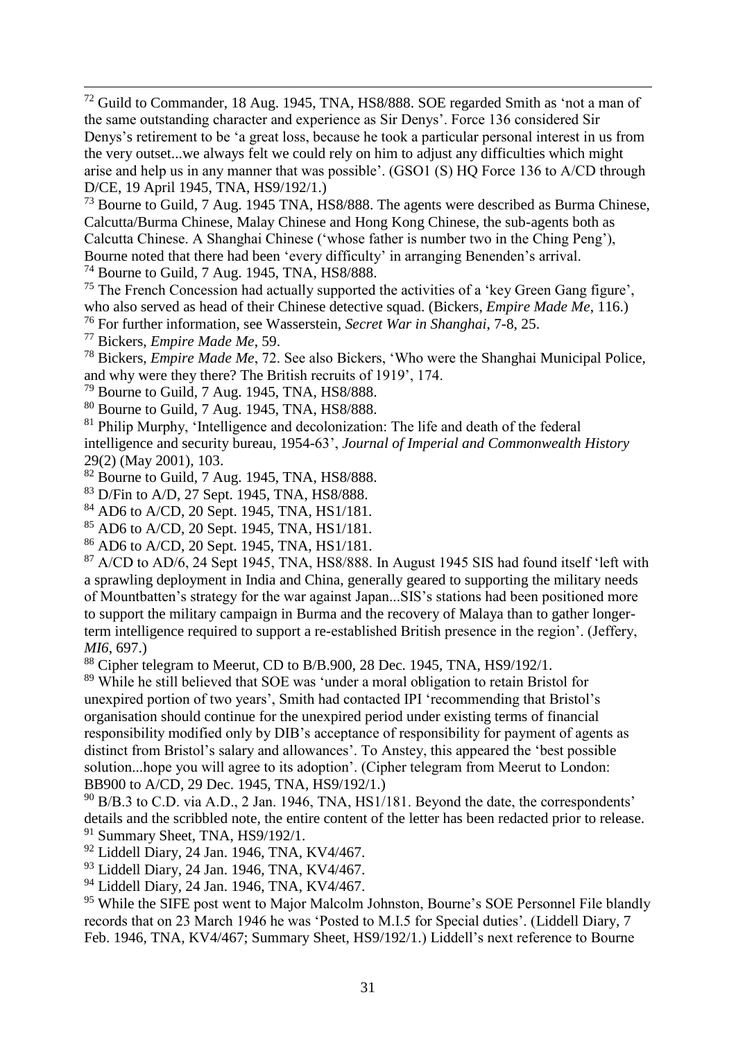[72] Guild to Commander, 18 Aug. 1945, TNA, HS8/888. SOE regarded Smith as 'not a man of the same outstanding character and experience as Sir Denys'. Force 136 considered Sir Denys's retirement to be 'a great loss, because he took a particular personal interest in us from the very outset...we always felt we could rely on him to adjust any difficulties which might arise and help us in any manner that was possible'. (GSO1 (S) HQ Force 136 to A/CD through D/CE, 19 April 1945, TNA, HS9/192/1.)

[73] Bourne to Guild, 7 Aug. 1945 TNA, HS8/888. The agents were described as Burma Chinese, Calcutta/Burma Chinese, Malay Chinese and Hong Kong Chinese, the sub-agents both as Calcutta Chinese. A Shanghai Chinese ('whose father is number two in the Ching Peng'), Bourne noted that there had been 'every difficulty' in arranging Benenden's arrival.

[74] Bourne to Guild, 7 Aug. 1945, TNA, HS8/888.

[75] The French Concession had actually supported the activities of a 'key Green Gang figure', who also served as head of their Chinese detective squad. (Bickers, *Empire Made Me*, 116.)

[76] For further information, see Wasserstein, *Secret War in Shanghai*, 7-8, 25.

[77] Bickers, *Empire Made Me*, 59.

[78] Bickers, *Empire Made Me*, 72. See also Bickers, 'Who were the Shanghai Municipal Police, and why were they there? The British recruits of 1919', 174.

[79] Bourne to Guild, 7 Aug. 1945, TNA, HS8/888.

[80] Bourne to Guild, 7 Aug. 1945, TNA, HS8/888.

[81] Philip Murphy, 'Intelligence and decolonization: The life and death of the federal intelligence and security bureau, 1954-63', *Journal of Imperial and Commonwealth History* 29(2) (May 2001), 103.

[82] Bourne to Guild, 7 Aug. 1945, TNA, HS8/888.

[83] D/Fin to A/D, 27 Sept. 1945, TNA, HS8/888.

[84] AD6 to A/CD, 20 Sept. 1945, TNA, HS1/181.

[85] AD6 to A/CD, 20 Sept. 1945, TNA, HS1/181.

[86] AD6 to A/CD, 20 Sept. 1945, TNA, HS1/181.

[87] A/CD to AD/6, 24 Sept 1945, TNA, HS8/888. In August 1945 SIS had found itself 'left with a sprawling deployment in India and China, generally geared to supporting the military needs of Mountbatten's strategy for the war against Japan...SIS's stations had been positioned more to support the military campaign in Burma and the recovery of Malaya than to gather longer-term intelligence required to support a re-established British presence in the region'. (Jeffery, *MI6*, 697.)

[88] Cipher telegram to Meerut, CD to B/B.900, 28 Dec. 1945, TNA, HS9/192/1.

[89] While he still believed that SOE was 'under a moral obligation to retain Bristol for unexpired portion of two years', Smith had contacted IPI 'recommending that Bristol's organisation should continue for the unexpired period under existing terms of financial responsibility modified only by DIB's acceptance of responsibility for payment of agents as distinct from Bristol's salary and allowances'. To Anstey, this appeared the 'best possible solution...hope you will agree to its adoption'. (Cipher telegram from Meerut to London: BB900 to A/CD, 29 Dec. 1945, TNA, HS9/192/1.)

[90] B/B.3 to C.D. via A.D., 2 Jan. 1946, TNA, HS1/181. Beyond the date, the correspondents' details and the scribbled note, the entire content of the letter has been redacted prior to release.

[91] Summary Sheet, TNA, HS9/192/1.

[92] Liddell Diary, 24 Jan. 1946, TNA, KV4/467.

[93] Liddell Diary, 24 Jan. 1946, TNA, KV4/467.

[94] Liddell Diary, 24 Jan. 1946, TNA, KV4/467.

[95] While the SIFE post went to Major Malcolm Johnston, Bourne's SOE Personnel File blandly records that on 23 March 1946 he was 'Posted to M.I.5 for Special duties'. (Liddell Diary, 7 Feb. 1946, TNA, KV4/467; Summary Sheet, HS9/192/1.) Liddell's next reference to Bourne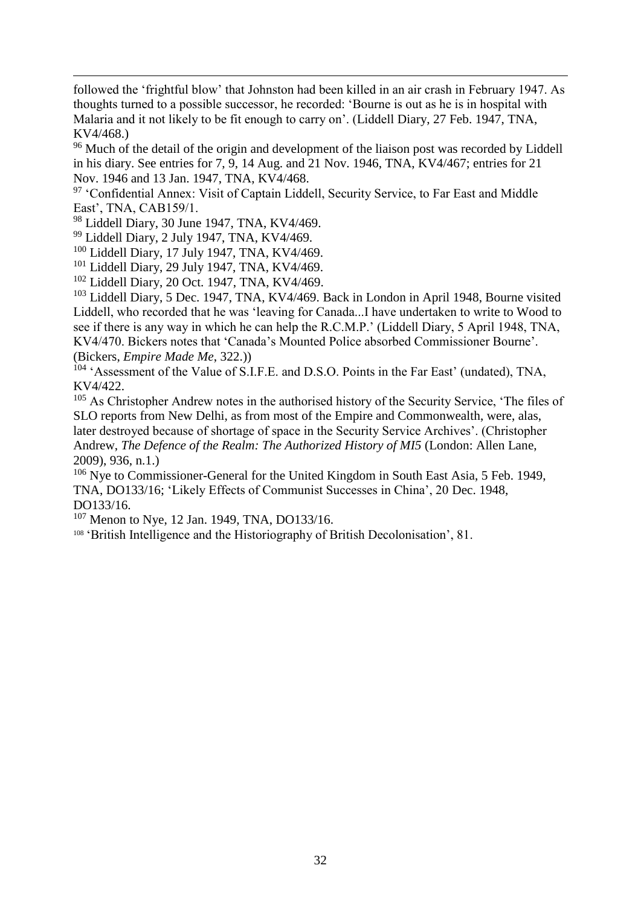followed the 'frightful blow' that Johnston had been killed in an air crash in February 1947. As thoughts turned to a possible successor, he recorded: 'Bourne is out as he is in hospital with Malaria and it not likely to be fit enough to carry on'. (Liddell Diary, 27 Feb. 1947, TNA, KV4/468.)

[96] Much of the detail of the origin and development of the liaison post was recorded by Liddell in his diary. See entries for 7, 9, 14 Aug. and 21 Nov. 1946, TNA, KV4/467; entries for 21 Nov. 1946 and 13 Jan. 1947, TNA, KV4/468.

[97] 'Confidential Annex: Visit of Captain Liddell, Security Service, to Far East and Middle East', TNA, CAB159/1.

[98] Liddell Diary, 30 June 1947, TNA, KV4/469.

[99] Liddell Diary, 2 July 1947, TNA, KV4/469.

[100] Liddell Diary, 17 July 1947, TNA, KV4/469.

[101] Liddell Diary, 29 July 1947, TNA, KV4/469.

[102] Liddell Diary, 20 Oct. 1947, TNA, KV4/469.

[103] Liddell Diary, 5 Dec. 1947, TNA, KV4/469. Back in London in April 1948, Bourne visited Liddell, who recorded that he was 'leaving for Canada...I have undertaken to write to Wood to see if there is any way in which he can help the R.C.M.P.' (Liddell Diary, 5 April 1948, TNA, KV4/470. Bickers notes that 'Canada's Mounted Police absorbed Commissioner Bourne'. (Bickers, *Empire Made Me*, 322.))

[104] 'Assessment of the Value of S.I.F.E. and D.S.O. Points in the Far East' (undated), TNA, KV4/422.

[105] As Christopher Andrew notes in the authorised history of the Security Service, 'The files of SLO reports from New Delhi, as from most of the Empire and Commonwealth, were, alas, later destroyed because of shortage of space in the Security Service Archives'. (Christopher Andrew, *The Defence of the Realm: The Authorized History of MI5* (London: Allen Lane, 2009), 936, n.1.)

[106] Nye to Commissioner-General for the United Kingdom in South East Asia, 5 Feb. 1949, TNA, DO133/16; 'Likely Effects of Communist Successes in China', 20 Dec. 1948, DO133/16.

[107] Menon to Nye, 12 Jan. 1949, TNA, DO133/16.

[108] 'British Intelligence and the Historiography of British Decolonisation', 81.